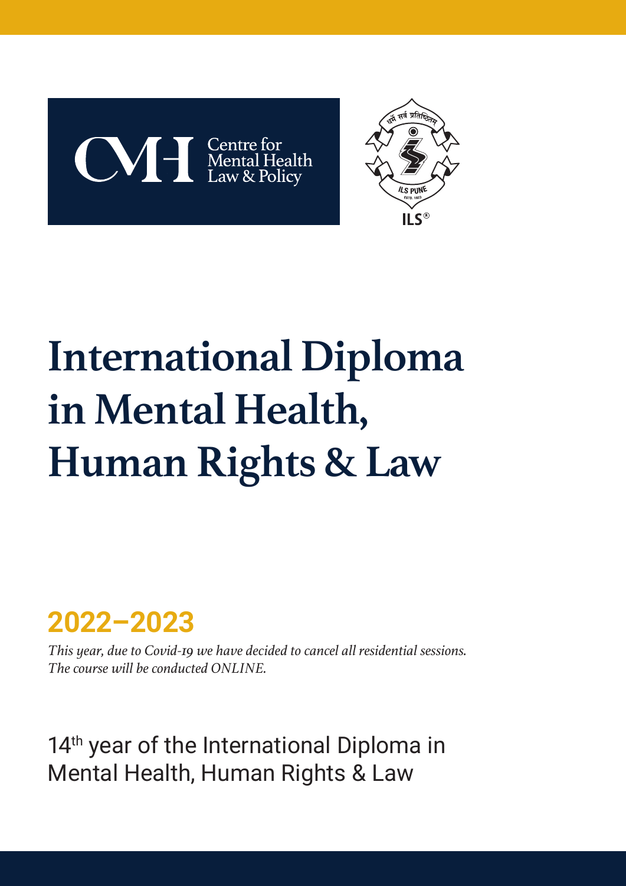Centre for Mental Health Law & Policy

ILS PUNE

# International Diploma in Mental Health, Human Rights & Law

## 2022–2023

*This year, due to Covid-19 we have decided to cancel all residential sessions. The course will be conducted ONLINE.*

14th year of the International Diploma in Mental Health, Human Rights & Law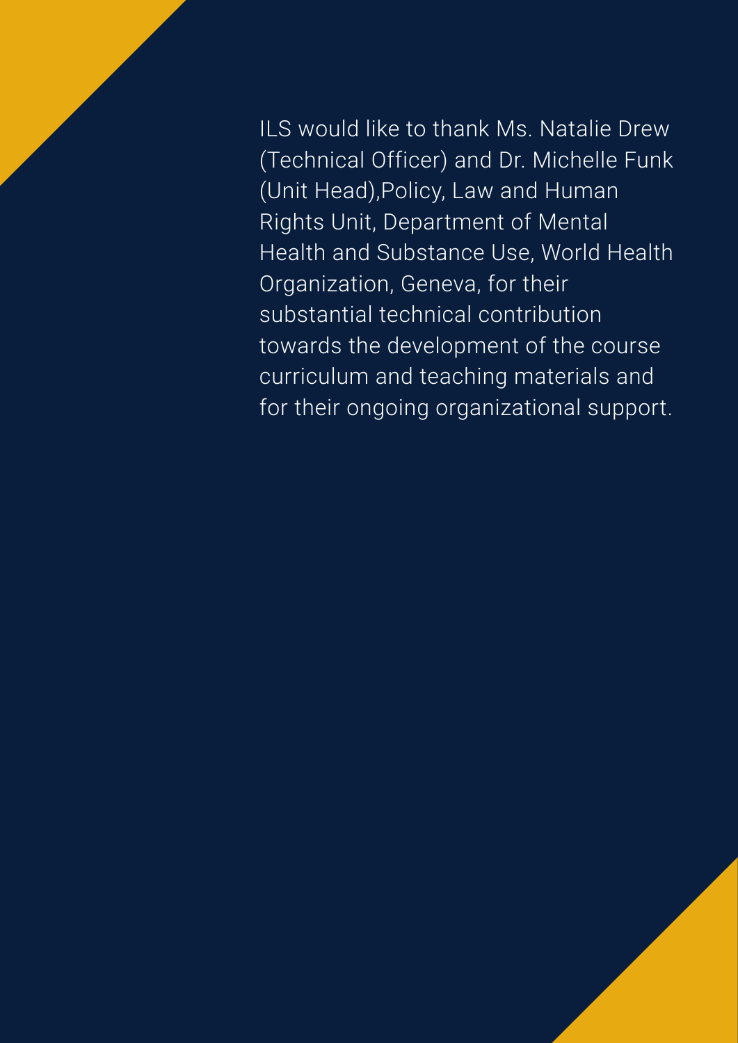ILS would like to thank Ms. Natalie Drew (Technical Officer) and Dr. Michelle Funk (Unit Head),Policy, Law and Human Rights Unit, Department of Mental Health and Substance Use, World Health Organization, Geneva, for their substantial technical contribution towards the development of the course curriculum and teaching materials and for their ongoing organizational support.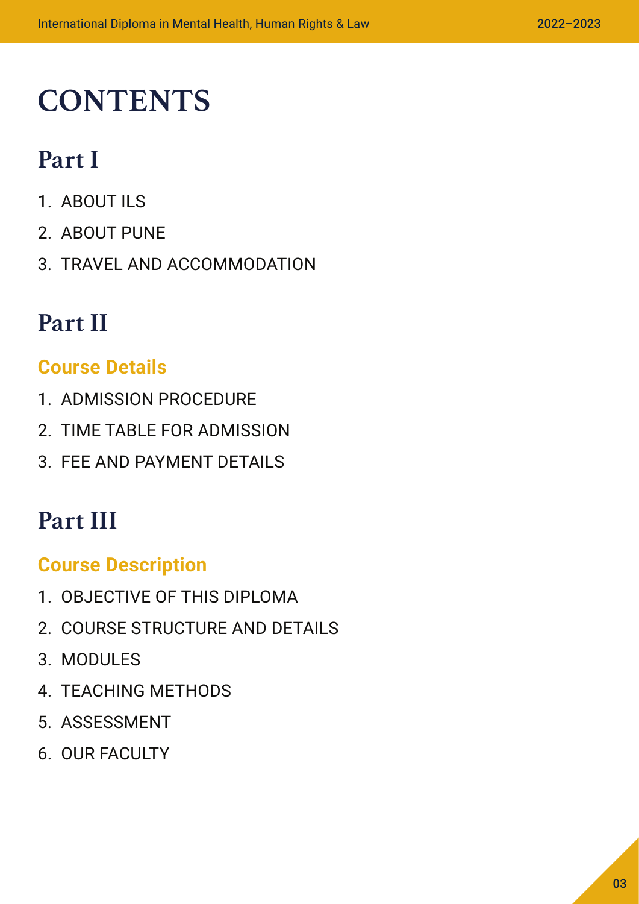# CONTENTS

## Part I

1. ABOUT ILS
2. ABOUT PUNE
3. TRAVEL AND ACCOMMODATION

## Part II

### Course Details

1. ADMISSION PROCEDURE
2. TIME TABLE FOR ADMISSION
3. FEE AND PAYMENT DETAILS

## Part III

### Course Description

1. OBJECTIVE OF THIS DIPLOMA
2. COURSE STRUCTURE AND DETAILS
3. MODULES
4. TEACHING METHODS
5. ASSESSMENT
6. OUR FACULTY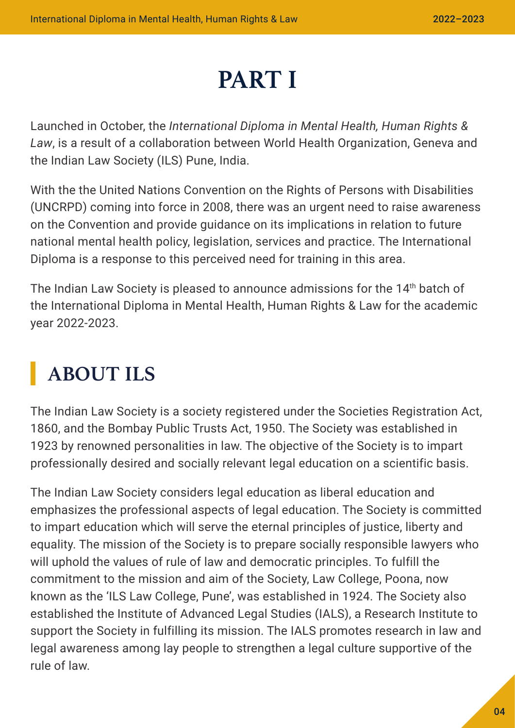# PART I

Launched in October, the *International Diploma in Mental Health, Human Rights & Law*, is a result of a collaboration between World Health Organization, Geneva and the Indian Law Society (ILS) Pune, India.

With the the United Nations Convention on the Rights of Persons with Disabilities (UNCRPD) coming into force in 2008, there was an urgent need to raise awareness on the Convention and provide guidance on its implications in relation to future national mental health policy, legislation, services and practice. The International Diploma is a response to this perceived need for training in this area.

The Indian Law Society is pleased to announce admissions for the 14th batch of the International Diploma in Mental Health, Human Rights & Law for the academic year 2022-2023.

## ABOUT ILS

The Indian Law Society is a society registered under the Societies Registration Act, 1860, and the Bombay Public Trusts Act, 1950. The Society was established in 1923 by renowned personalities in law. The objective of the Society is to impart professionally desired and socially relevant legal education on a scientific basis.

The Indian Law Society considers legal education as liberal education and emphasizes the professional aspects of legal education. The Society is committed to impart education which will serve the eternal principles of justice, liberty and equality. The mission of the Society is to prepare socially responsible lawyers who will uphold the values of rule of law and democratic principles. To fulfill the commitment to the mission and aim of the Society, Law College, Poona, now known as the 'ILS Law College, Pune', was established in 1924. The Society also established the Institute of Advanced Legal Studies (IALS), a Research Institute to support the Society in fulfilling its mission. The IALS promotes research in law and legal awareness among lay people to strengthen a legal culture supportive of the rule of law.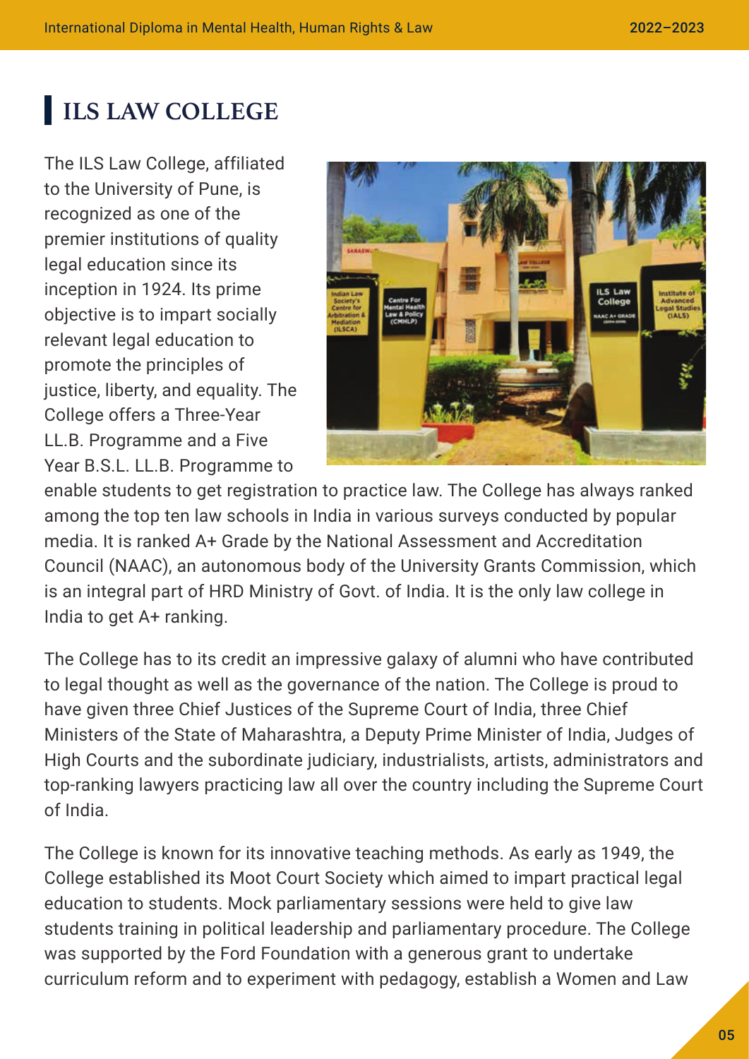## ILS LAW COLLEGE

The ILS Law College, affiliated to the University of Pune, is recognized as one of the premier institutions of quality legal education since its inception in 1924. Its prime objective is to impart socially relevant legal education to promote the principles of justice, liberty, and equality. The College offers a Three-Year LL.B. Programme and a Five Year B.S.L. LL.B. Programme to enable students to get registration to practice law. The College has always ranked among the top ten law schools in India in various surveys conducted by popular media. It is ranked A+ Grade by the National Assessment and Accreditation Council (NAAC), an autonomous body of the University Grants Commission, which is an integral part of HRD Ministry of Govt. of India. It is the only law college in India to get A+ ranking.

The College has to its credit an impressive galaxy of alumni who have contributed to legal thought as well as the governance of the nation. The College is proud to have given three Chief Justices of the Supreme Court of India, three Chief Ministers of the State of Maharashtra, a Deputy Prime Minister of India, Judges of High Courts and the subordinate judiciary, industrialists, artists, administrators and top-ranking lawyers practicing law all over the country including the Supreme Court of India.

The College is known for its innovative teaching methods. As early as 1949, the College established its Moot Court Society which aimed to impart practical legal education to students. Mock parliamentary sessions were held to give law students training in political leadership and parliamentary procedure. The College was supported by the Ford Foundation with a generous grant to undertake curriculum reform and to experiment with pedagogy, establish a Women and Law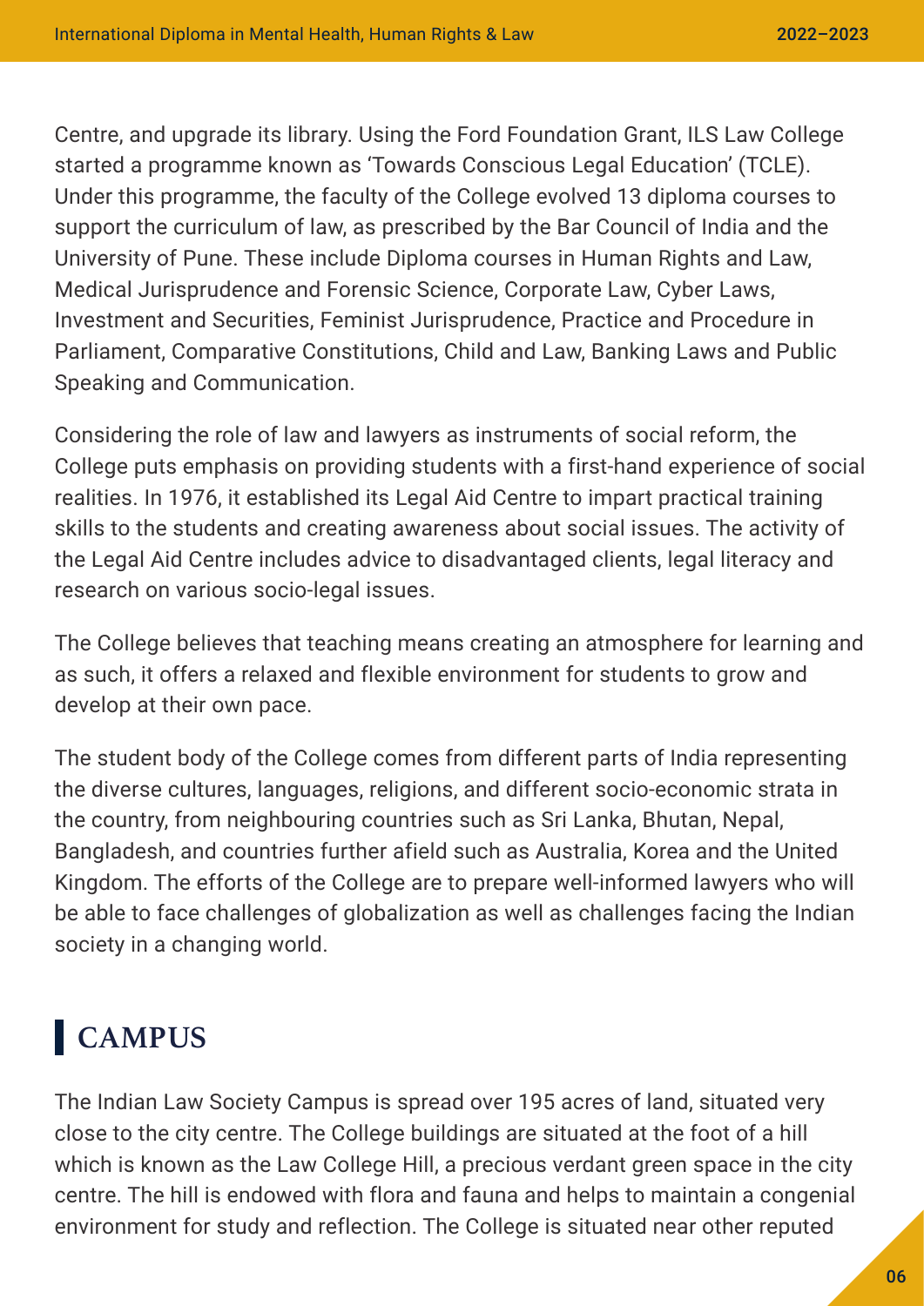Centre, and upgrade its library. Using the Ford Foundation Grant, ILS Law College started a programme known as 'Towards Conscious Legal Education' (TCLE). Under this programme, the faculty of the College evolved 13 diploma courses to support the curriculum of law, as prescribed by the Bar Council of India and the University of Pune. These include Diploma courses in Human Rights and Law, Medical Jurisprudence and Forensic Science, Corporate Law, Cyber Laws, Investment and Securities, Feminist Jurisprudence, Practice and Procedure in Parliament, Comparative Constitutions, Child and Law, Banking Laws and Public Speaking and Communication.

Considering the role of law and lawyers as instruments of social reform, the College puts emphasis on providing students with a first-hand experience of social realities. In 1976, it established its Legal Aid Centre to impart practical training skills to the students and creating awareness about social issues. The activity of the Legal Aid Centre includes advice to disadvantaged clients, legal literacy and research on various socio-legal issues.

The College believes that teaching means creating an atmosphere for learning and as such, it offers a relaxed and flexible environment for students to grow and develop at their own pace.

The student body of the College comes from different parts of India representing the diverse cultures, languages, religions, and different socio-economic strata in the country, from neighbouring countries such as Sri Lanka, Bhutan, Nepal, Bangladesh, and countries further afield such as Australia, Korea and the United Kingdom. The efforts of the College are to prepare well-informed lawyers who will be able to face challenges of globalization as well as challenges facing the Indian society in a changing world.

## CAMPUS

The Indian Law Society Campus is spread over 195 acres of land, situated very close to the city centre. The College buildings are situated at the foot of a hill which is known as the Law College Hill, a precious verdant green space in the city centre. The hill is endowed with flora and fauna and helps to maintain a congenial environment for study and reflection. The College is situated near other reputed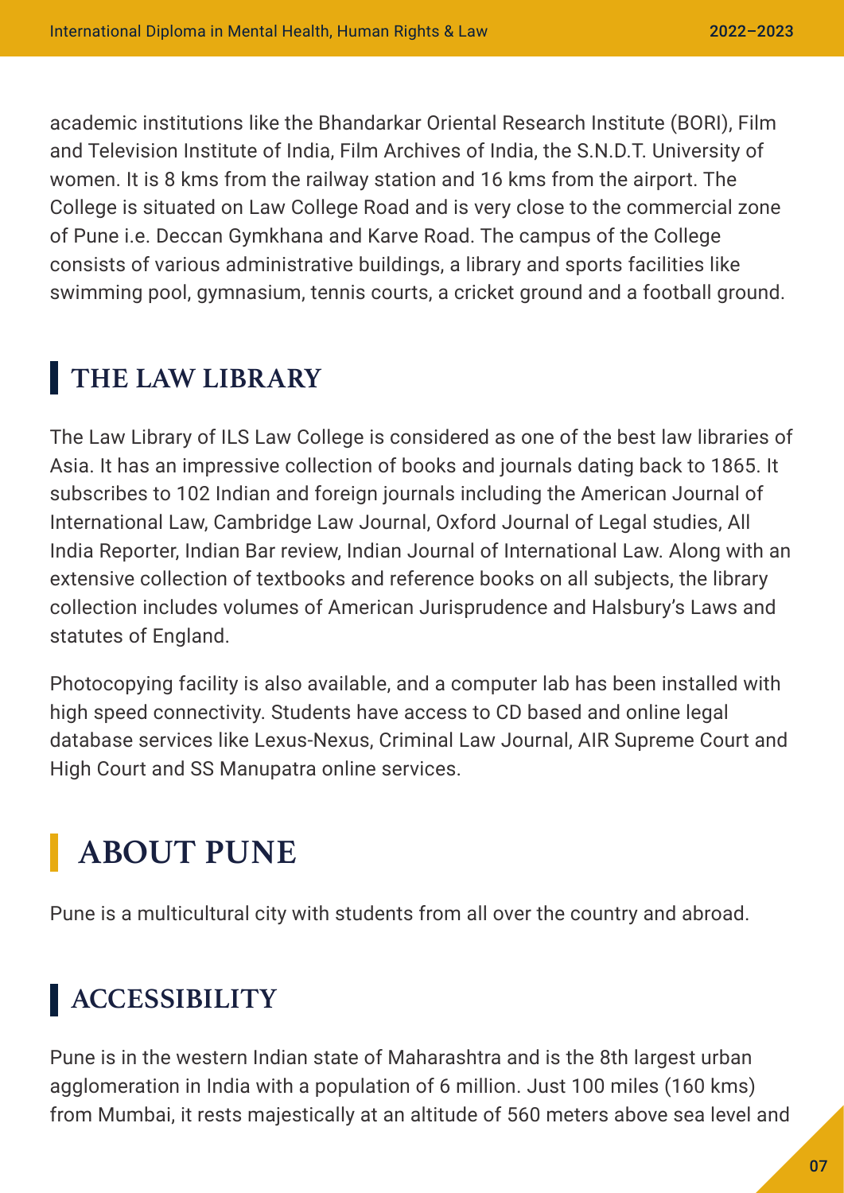academic institutions like the Bhandarkar Oriental Research Institute (BORI), Film and Television Institute of India, Film Archives of India, the S.N.D.T. University of women. It is 8 kms from the railway station and 16 kms from the airport. The College is situated on Law College Road and is very close to the commercial zone of Pune i.e. Deccan Gymkhana and Karve Road. The campus of the College consists of various administrative buildings, a library and sports facilities like swimming pool, gymnasium, tennis courts, a cricket ground and a football ground.

### THE LAW LIBRARY

The Law Library of ILS Law College is considered as one of the best law libraries of Asia. It has an impressive collection of books and journals dating back to 1865. It subscribes to 102 Indian and foreign journals including the American Journal of International Law, Cambridge Law Journal, Oxford Journal of Legal studies, All India Reporter, Indian Bar review, Indian Journal of International Law. Along with an extensive collection of textbooks and reference books on all subjects, the library collection includes volumes of American Jurisprudence and Halsbury's Laws and statutes of England.

Photocopying facility is also available, and a computer lab has been installed with high speed connectivity. Students have access to CD based and online legal database services like Lexus-Nexus, Criminal Law Journal, AIR Supreme Court and High Court and SS Manupatra online services.

## ABOUT PUNE

Pune is a multicultural city with students from all over the country and abroad.

### ACCESSIBILITY

Pune is in the western Indian state of Maharashtra and is the 8th largest urban agglomeration in India with a population of 6 million. Just 100 miles (160 kms) from Mumbai, it rests majestically at an altitude of 560 meters above sea level and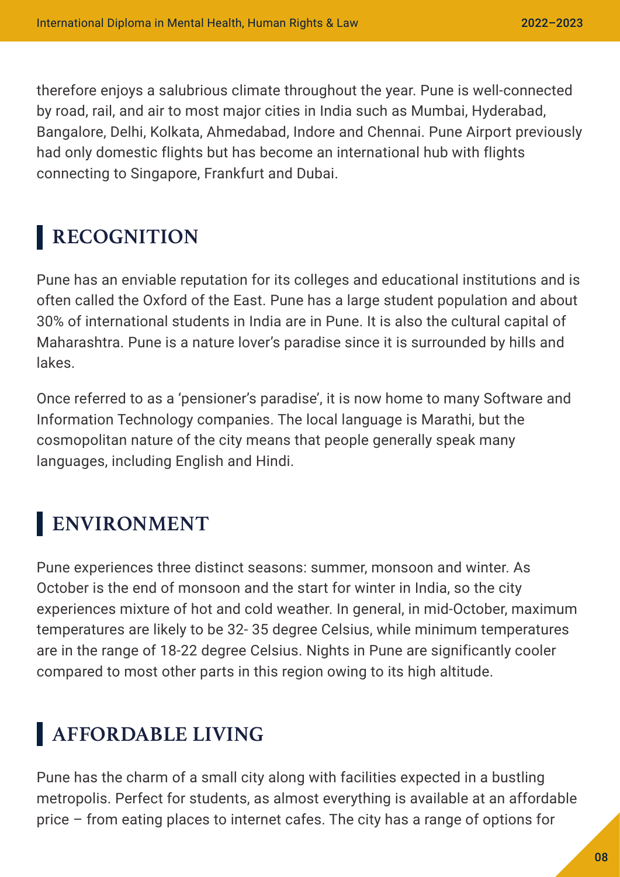therefore enjoys a salubrious climate throughout the year. Pune is well-connected by road, rail, and air to most major cities in India such as Mumbai, Hyderabad, Bangalore, Delhi, Kolkata, Ahmedabad, Indore and Chennai. Pune Airport previously had only domestic flights but has become an international hub with flights connecting to Singapore, Frankfurt and Dubai.

## RECOGNITION

Pune has an enviable reputation for its colleges and educational institutions and is often called the Oxford of the East. Pune has a large student population and about 30% of international students in India are in Pune. It is also the cultural capital of Maharashtra. Pune is a nature lover's paradise since it is surrounded by hills and lakes.

Once referred to as a 'pensioner's paradise', it is now home to many Software and Information Technology companies. The local language is Marathi, but the cosmopolitan nature of the city means that people generally speak many languages, including English and Hindi.

## ENVIRONMENT

Pune experiences three distinct seasons: summer, monsoon and winter. As October is the end of monsoon and the start for winter in India, so the city experiences mixture of hot and cold weather. In general, in mid-October, maximum temperatures are likely to be 32- 35 degree Celsius, while minimum temperatures are in the range of 18-22 degree Celsius. Nights in Pune are significantly cooler compared to most other parts in this region owing to its high altitude.

## AFFORDABLE LIVING

Pune has the charm of a small city along with facilities expected in a bustling metropolis. Perfect for students, as almost everything is available at an affordable price – from eating places to internet cafes. The city has a range of options for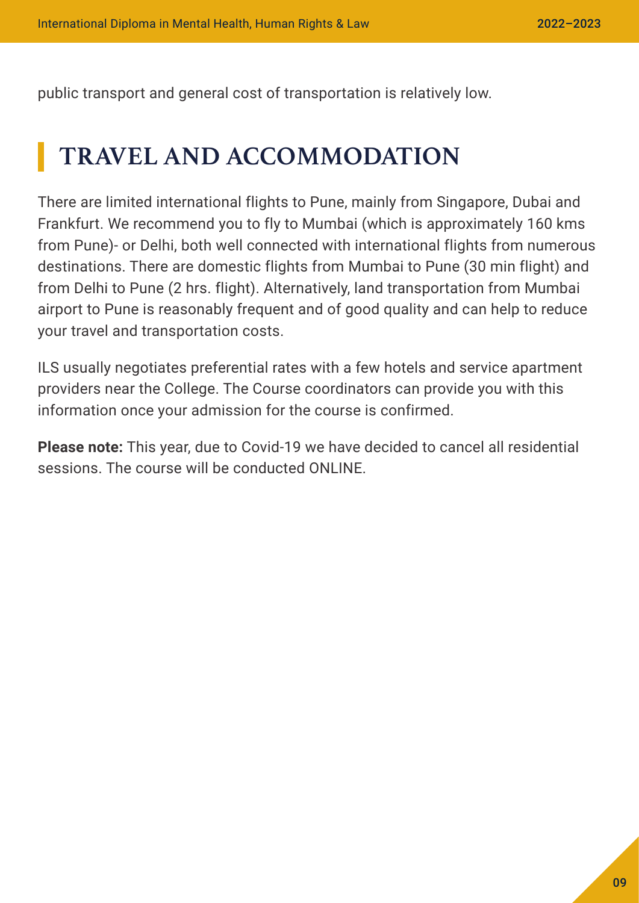public transport and general cost of transportation is relatively low.

## TRAVEL AND ACCOMMODATION

There are limited international flights to Pune, mainly from Singapore, Dubai and Frankfurt. We recommend you to fly to Mumbai (which is approximately 160 kms from Pune)- or Delhi, both well connected with international flights from numerous destinations. There are domestic flights from Mumbai to Pune (30 min flight) and from Delhi to Pune (2 hrs. flight). Alternatively, land transportation from Mumbai airport to Pune is reasonably frequent and of good quality and can help to reduce your travel and transportation costs.

ILS usually negotiates preferential rates with a few hotels and service apartment providers near the College. The Course coordinators can provide you with this information once your admission for the course is confirmed.

**Please note:** This year, due to Covid-19 we have decided to cancel all residential sessions. The course will be conducted ONLINE.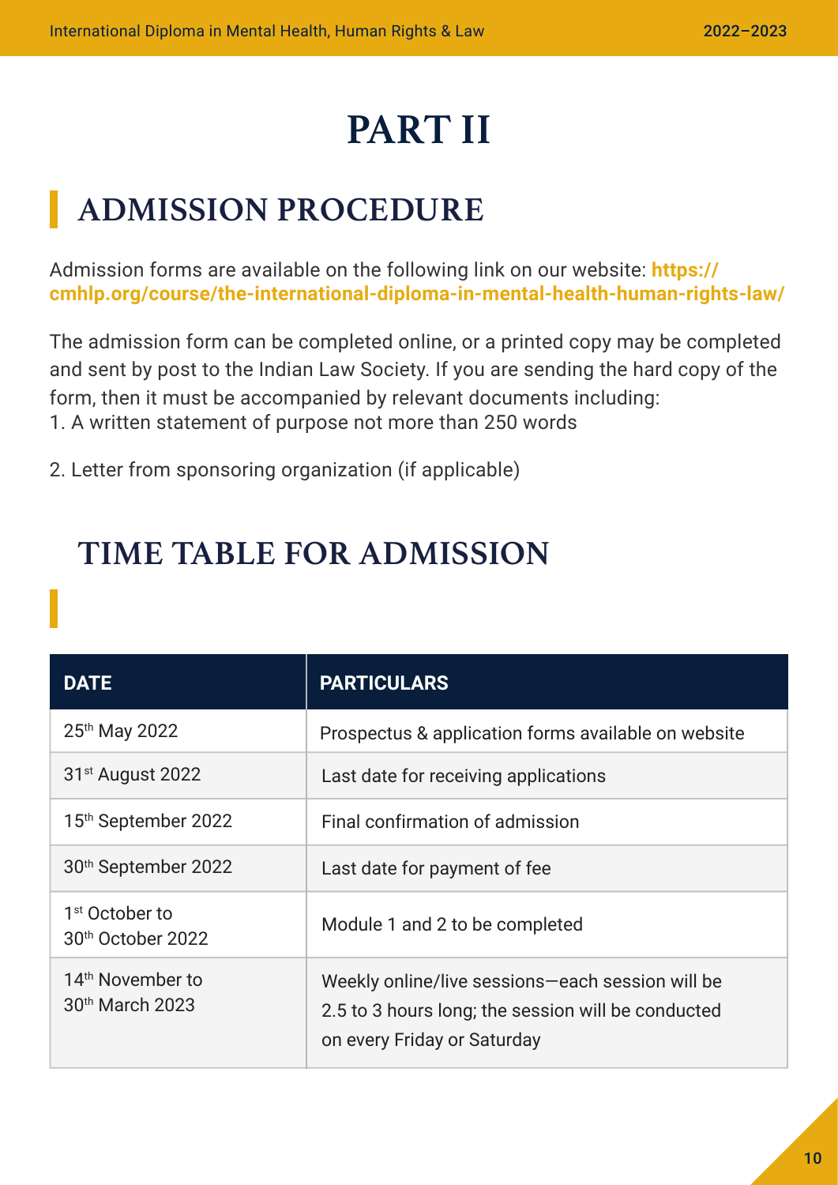# PART II

## ADMISSION PROCEDURE

Admission forms are available on the following link on our website: **https://cmhlp.org/course/the-international-diploma-in-mental-health-human-rights-law/**

The admission form can be completed online, or a printed copy may be completed and sent by post to the Indian Law Society. If you are sending the hard copy of the form, then it must be accompanied by relevant documents including:

1. A written statement of purpose not more than 250 words

2. Letter from sponsoring organization (if applicable)

## TIME TABLE FOR ADMISSION

| DATE | PARTICULARS |
| --- | --- |
| 25th May 2022 | Prospectus & application forms available on website |
| 31st August 2022 | Last date for receiving applications |
| 15th September 2022 | Final confirmation of admission |
| 30th September 2022 | Last date for payment of fee |
| 1st October to 30th October 2022 | Module 1 and 2 to be completed |
| 14th November to 30th March 2023 | Weekly online/live sessions—each session will be 2.5 to 3 hours long; the session will be conducted on every Friday or Saturday |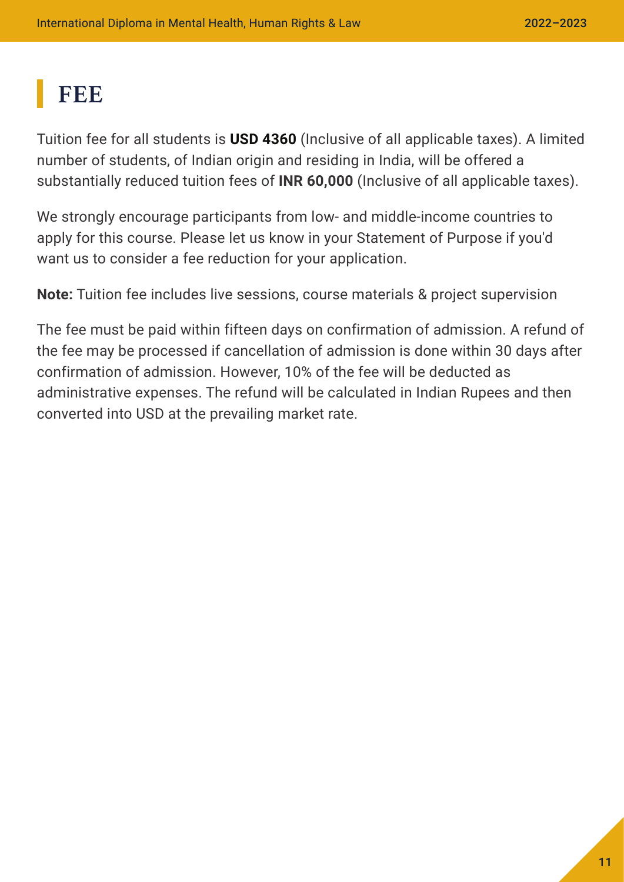# FEE

Tuition fee for all students is **USD 4360** (Inclusive of all applicable taxes). A limited number of students, of Indian origin and residing in India, will be offered a substantially reduced tuition fees of **INR 60,000** (Inclusive of all applicable taxes).

We strongly encourage participants from low- and middle-income countries to apply for this course. Please let us know in your Statement of Purpose if you'd want us to consider a fee reduction for your application.

**Note:** Tuition fee includes live sessions, course materials & project supervision

The fee must be paid within fifteen days on confirmation of admission. A refund of the fee may be processed if cancellation of admission is done within 30 days after confirmation of admission. However, 10% of the fee will be deducted as administrative expenses. The refund will be calculated in Indian Rupees and then converted into USD at the prevailing market rate.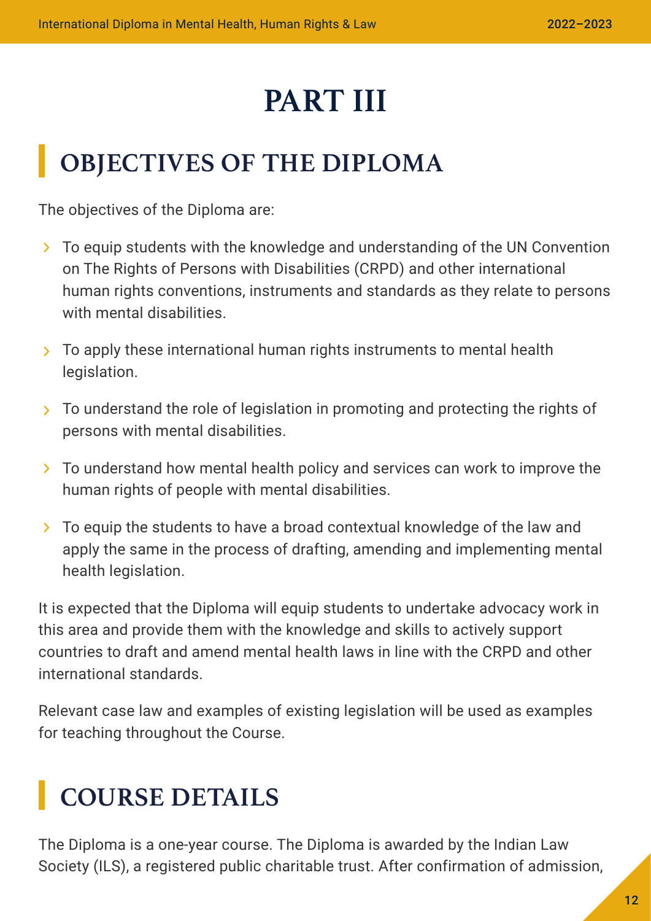# PART III

## OBJECTIVES OF THE DIPLOMA

The objectives of the Diploma are:

- To equip students with the knowledge and understanding of the UN Convention on The Rights of Persons with Disabilities (CRPD) and other international human rights conventions, instruments and standards as they relate to persons with mental disabilities.
- To apply these international human rights instruments to mental health legislation.
- To understand the role of legislation in promoting and protecting the rights of persons with mental disabilities.
- To understand how mental health policy and services can work to improve the human rights of people with mental disabilities.
- To equip the students to have a broad contextual knowledge of the law and apply the same in the process of drafting, amending and implementing mental health legislation.

It is expected that the Diploma will equip students to undertake advocacy work in this area and provide them with the knowledge and skills to actively support countries to draft and amend mental health laws in line with the CRPD and other international standards.

Relevant case law and examples of existing legislation will be used as examples for teaching throughout the Course.

## COURSE DETAILS

The Diploma is a one-year course. The Diploma is awarded by the Indian Law Society (ILS), a registered public charitable trust. After confirmation of admission,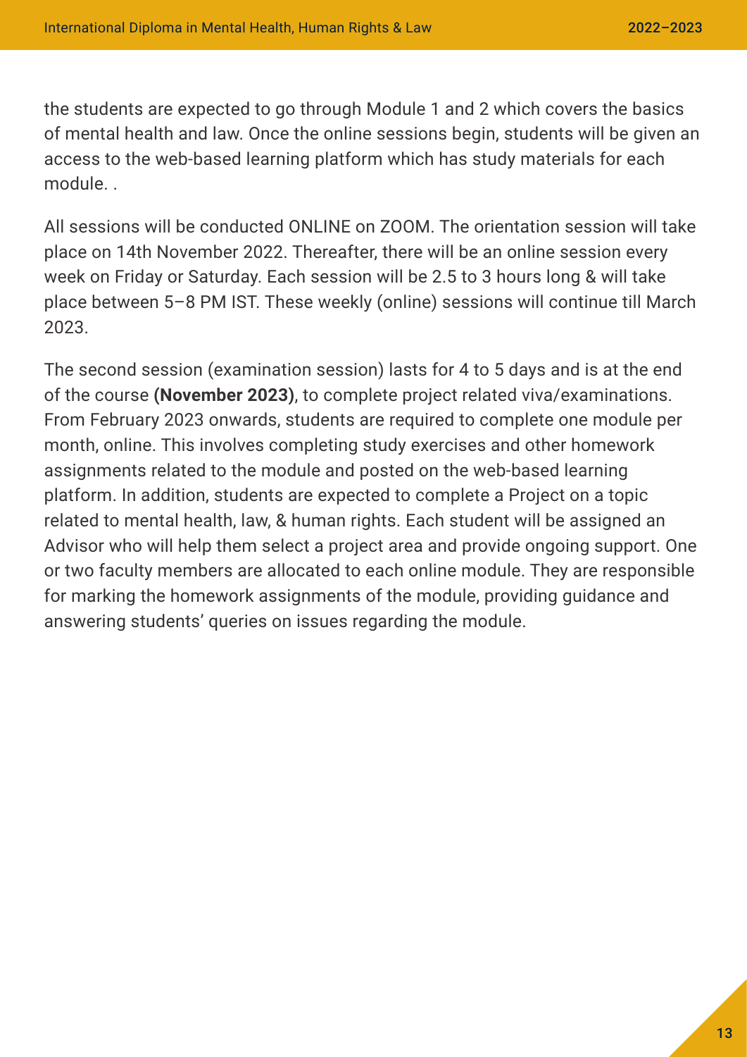the students are expected to go through Module 1 and 2 which covers the basics of mental health and law. Once the online sessions begin, students will be given an access to the web-based learning platform which has study materials for each module. .

All sessions will be conducted ONLINE on ZOOM. The orientation session will take place on 14th November 2022. Thereafter, there will be an online session every week on Friday or Saturday. Each session will be 2.5 to 3 hours long & will take place between 5–8 PM IST. These weekly (online) sessions will continue till March 2023.

The second session (examination session) lasts for 4 to 5 days and is at the end of the course **(November 2023)**, to complete project related viva/examinations. From February 2023 onwards, students are required to complete one module per month, online. This involves completing study exercises and other homework assignments related to the module and posted on the web-based learning platform. In addition, students are expected to complete a Project on a topic related to mental health, law, & human rights. Each student will be assigned an Advisor who will help them select a project area and provide ongoing support. One or two faculty members are allocated to each online module. They are responsible for marking the homework assignments of the module, providing guidance and answering students' queries on issues regarding the module.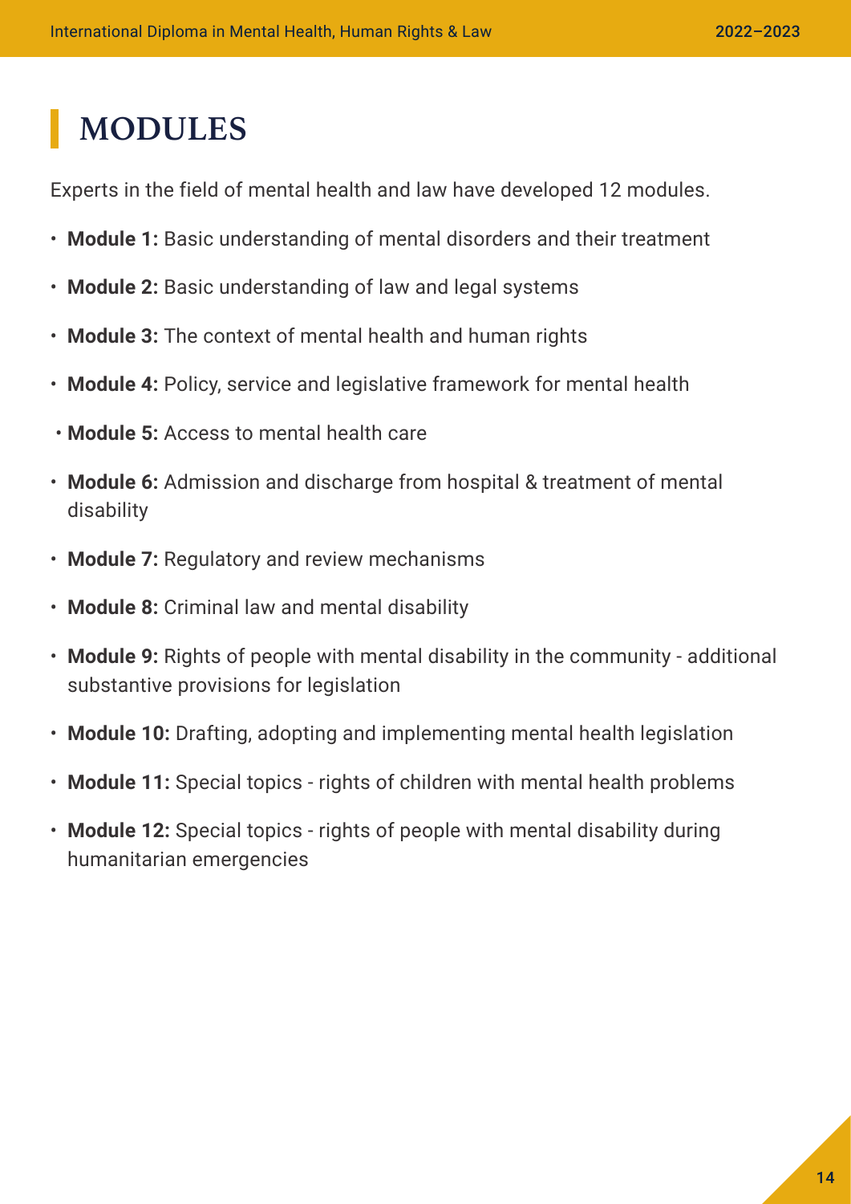# MODULES

Experts in the field of mental health and law have developed 12 modules.

- **Module 1:** Basic understanding of mental disorders and their treatment
- **Module 2:** Basic understanding of law and legal systems
- **Module 3:** The context of mental health and human rights
- **Module 4:** Policy, service and legislative framework for mental health
- **Module 5:** Access to mental health care
- **Module 6:** Admission and discharge from hospital & treatment of mental disability
- **Module 7:** Regulatory and review mechanisms
- **Module 8:** Criminal law and mental disability
- **Module 9:** Rights of people with mental disability in the community - additional substantive provisions for legislation
- **Module 10:** Drafting, adopting and implementing mental health legislation
- **Module 11:** Special topics - rights of children with mental health problems
- **Module 12:** Special topics - rights of people with mental disability during humanitarian emergencies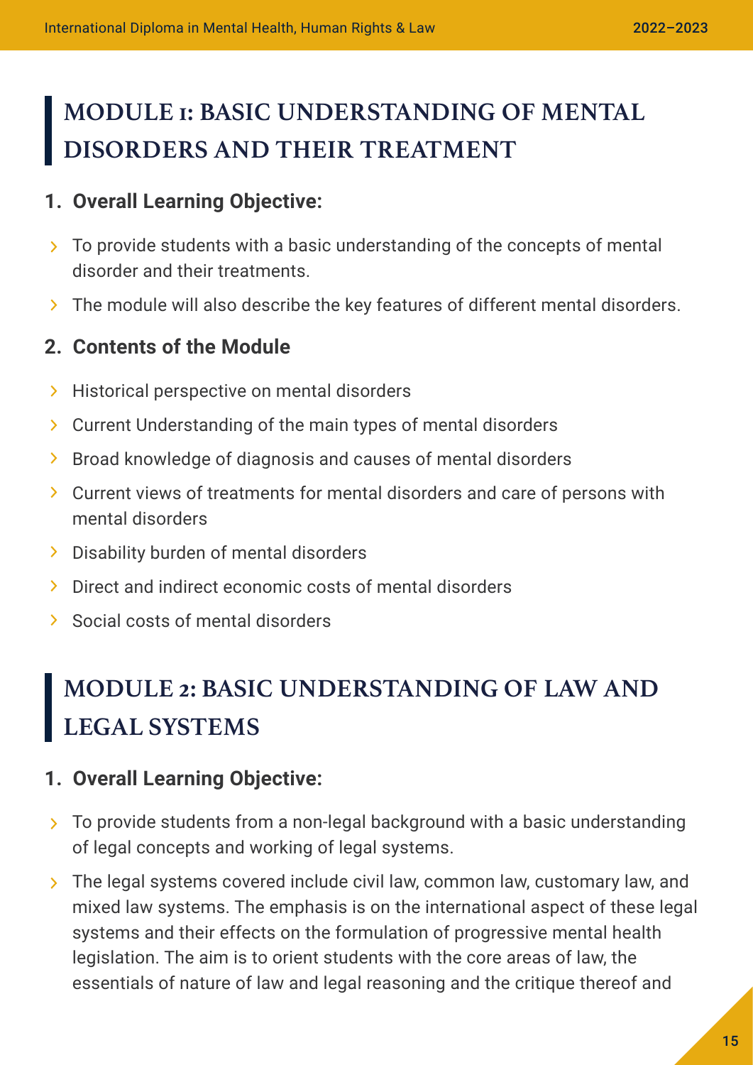# MODULE 1: BASIC UNDERSTANDING OF MENTAL DISORDERS AND THEIR TREATMENT

## 1. Overall Learning Objective:

- To provide students with a basic understanding of the concepts of mental disorder and their treatments.
- The module will also describe the key features of different mental disorders.

## 2. Contents of the Module

- Historical perspective on mental disorders
- Current Understanding of the main types of mental disorders
- Broad knowledge of diagnosis and causes of mental disorders
- Current views of treatments for mental disorders and care of persons with mental disorders
- Disability burden of mental disorders
- Direct and indirect economic costs of mental disorders
- Social costs of mental disorders

# MODULE 2: BASIC UNDERSTANDING OF LAW AND LEGAL SYSTEMS

## 1. Overall Learning Objective:

- To provide students from a non-legal background with a basic understanding of legal concepts and working of legal systems.
- The legal systems covered include civil law, common law, customary law, and mixed law systems. The emphasis is on the international aspect of these legal systems and their effects on the formulation of progressive mental health legislation. The aim is to orient students with the core areas of law, the essentials of nature of law and legal reasoning and the critique thereof and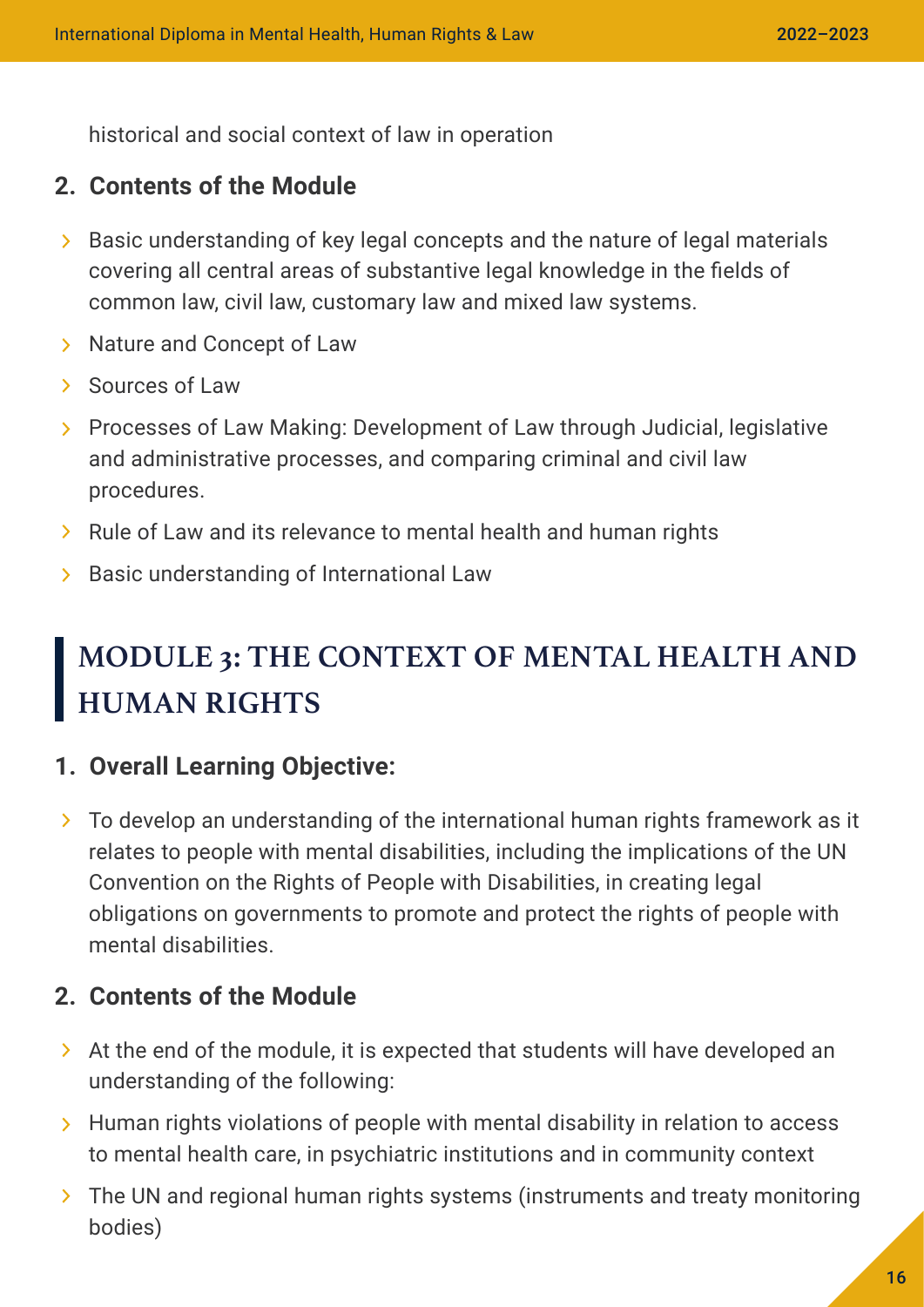historical and social context of law in operation

### 2. Contents of the Module

- Basic understanding of key legal concepts and the nature of legal materials covering all central areas of substantive legal knowledge in the fields of common law, civil law, customary law and mixed law systems.
- Nature and Concept of Law
- Sources of Law
- Processes of Law Making: Development of Law through Judicial, legislative and administrative processes, and comparing criminal and civil law procedures.
- Rule of Law and its relevance to mental health and human rights
- Basic understanding of International Law

## MODULE 3: THE CONTEXT OF MENTAL HEALTH AND HUMAN RIGHTS

### 1. Overall Learning Objective:

- To develop an understanding of the international human rights framework as it relates to people with mental disabilities, including the implications of the UN Convention on the Rights of People with Disabilities, in creating legal obligations on governments to promote and protect the rights of people with mental disabilities.

### 2. Contents of the Module

- At the end of the module, it is expected that students will have developed an understanding of the following:
- Human rights violations of people with mental disability in relation to access to mental health care, in psychiatric institutions and in community context
- The UN and regional human rights systems (instruments and treaty monitoring bodies)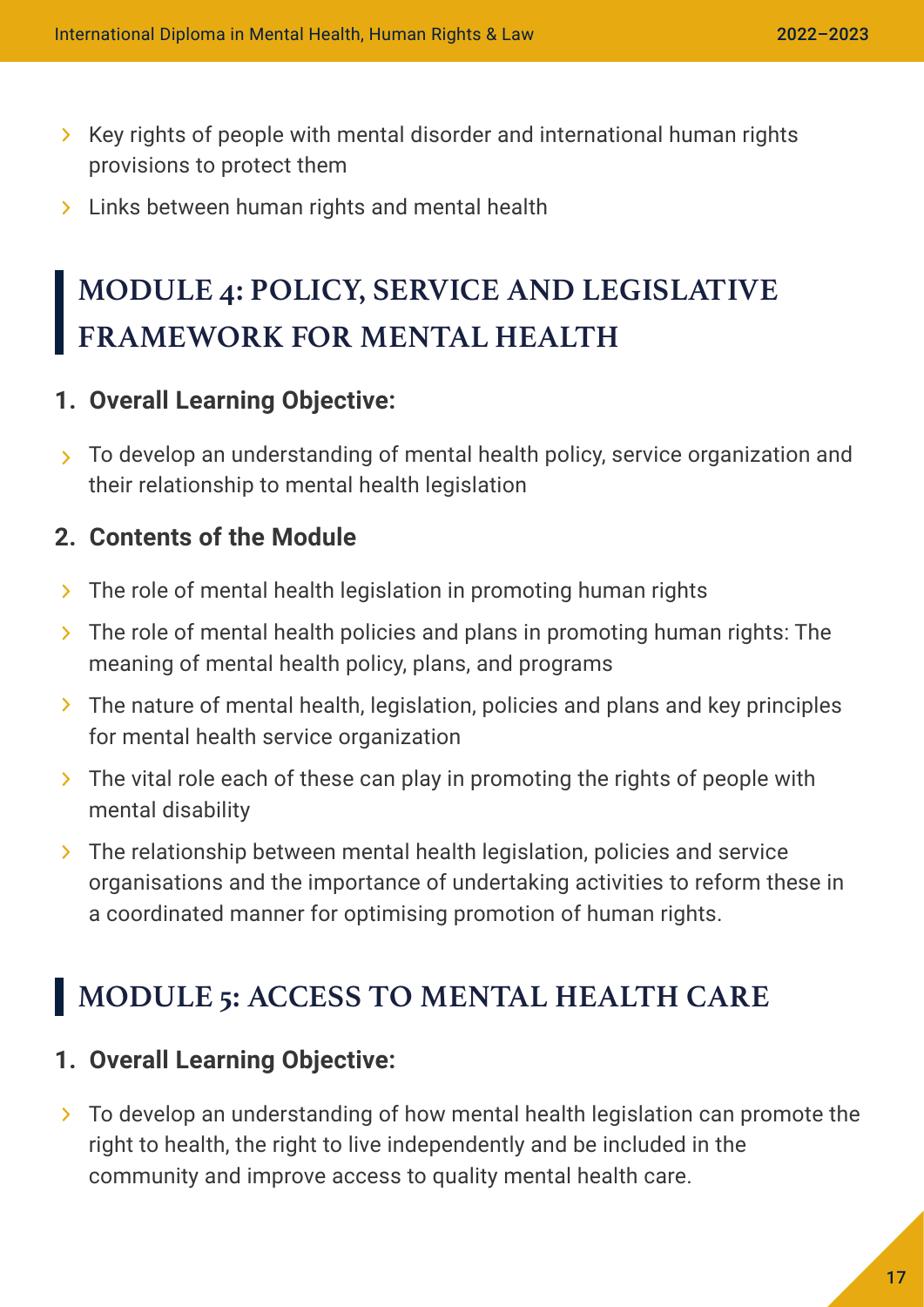- Key rights of people with mental disorder and international human rights provisions to protect them
- Links between human rights and mental health

## MODULE 4: POLICY, SERVICE AND LEGISLATIVE FRAMEWORK FOR MENTAL HEALTH

### 1. Overall Learning Objective:

- To develop an understanding of mental health policy, service organization and their relationship to mental health legislation

### 2. Contents of the Module

- The role of mental health legislation in promoting human rights
- The role of mental health policies and plans in promoting human rights: The meaning of mental health policy, plans, and programs
- The nature of mental health, legislation, policies and plans and key principles for mental health service organization
- The vital role each of these can play in promoting the rights of people with mental disability
- The relationship between mental health legislation, policies and service organisations and the importance of undertaking activities to reform these in a coordinated manner for optimising promotion of human rights.

## MODULE 5: ACCESS TO MENTAL HEALTH CARE

### 1. Overall Learning Objective:

- To develop an understanding of how mental health legislation can promote the right to health, the right to live independently and be included in the community and improve access to quality mental health care.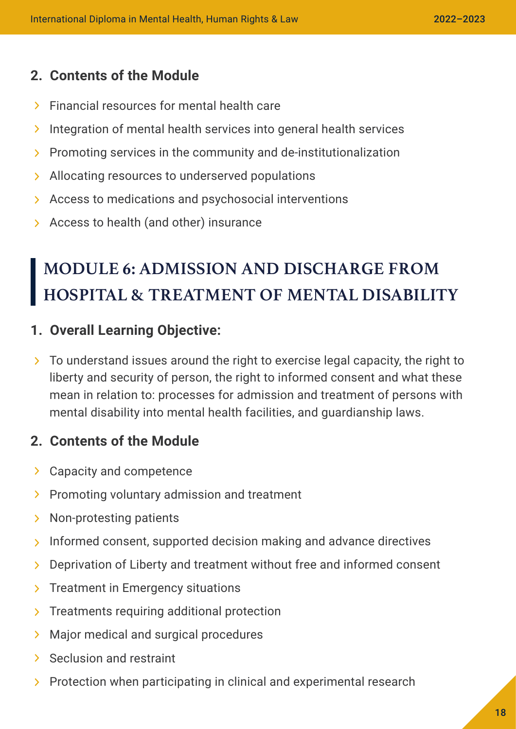### 2. Contents of the Module

- Financial resources for mental health care
- Integration of mental health services into general health services
- Promoting services in the community and de-institutionalization
- Allocating resources to underserved populations
- Access to medications and psychosocial interventions
- Access to health (and other) insurance

## MODULE 6: ADMISSION AND DISCHARGE FROM HOSPITAL & TREATMENT OF MENTAL DISABILITY

### 1. Overall Learning Objective:

- To understand issues around the right to exercise legal capacity, the right to liberty and security of person, the right to informed consent and what these mean in relation to: processes for admission and treatment of persons with mental disability into mental health facilities, and guardianship laws.

### 2. Contents of the Module

- Capacity and competence
- Promoting voluntary admission and treatment
- Non-protesting patients
- Informed consent, supported decision making and advance directives
- Deprivation of Liberty and treatment without free and informed consent
- Treatment in Emergency situations
- Treatments requiring additional protection
- Major medical and surgical procedures
- Seclusion and restraint
- Protection when participating in clinical and experimental research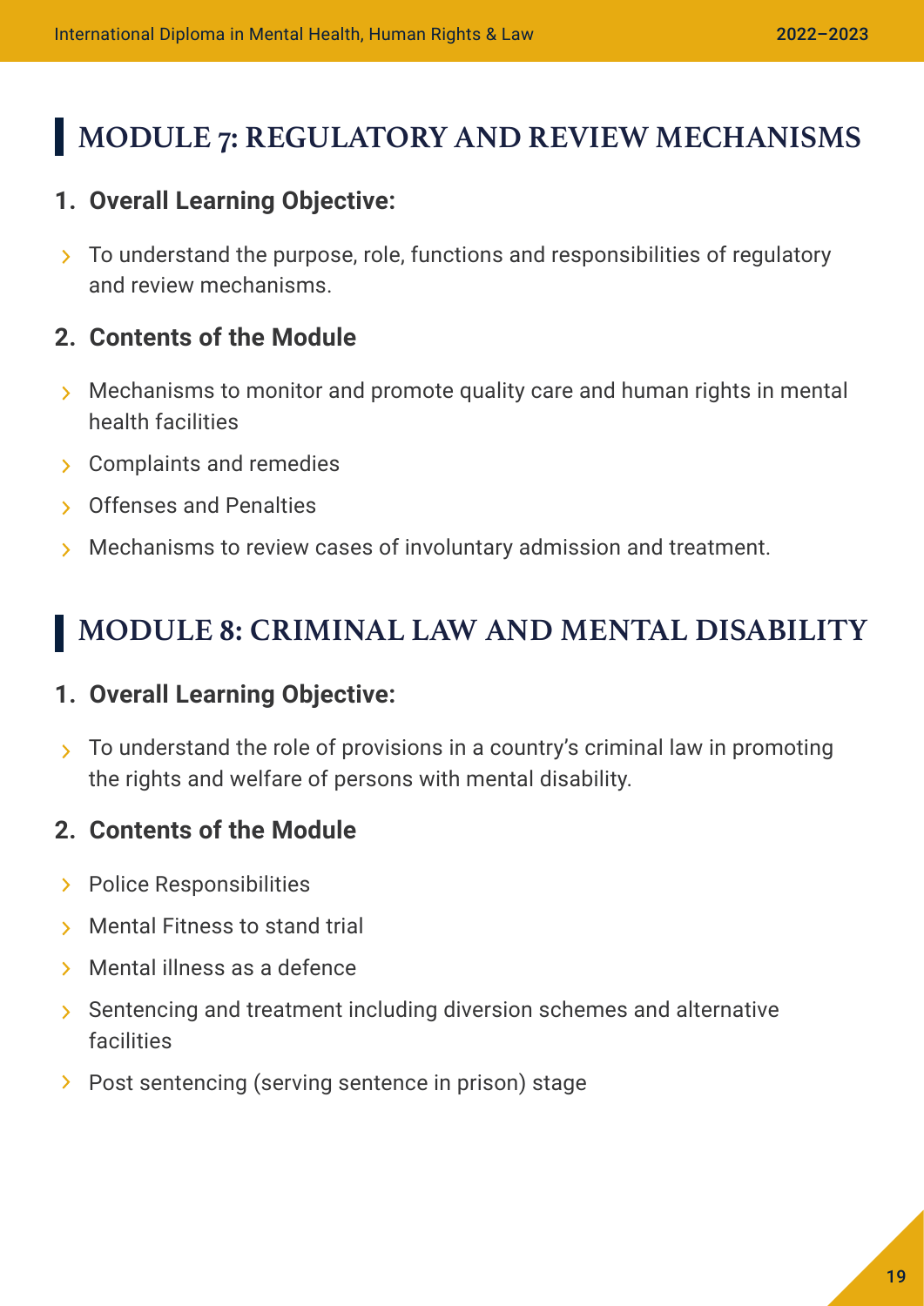# MODULE 7: REGULATORY AND REVIEW MECHANISMS

## 1. Overall Learning Objective:

- To understand the purpose, role, functions and responsibilities of regulatory and review mechanisms.

## 2. Contents of the Module

- Mechanisms to monitor and promote quality care and human rights in mental health facilities
- Complaints and remedies
- Offenses and Penalties
- Mechanisms to review cases of involuntary admission and treatment.

# MODULE 8: CRIMINAL LAW AND MENTAL DISABILITY

## 1. Overall Learning Objective:

- To understand the role of provisions in a country's criminal law in promoting the rights and welfare of persons with mental disability.

## 2. Contents of the Module

- Police Responsibilities
- Mental Fitness to stand trial
- Mental illness as a defence
- Sentencing and treatment including diversion schemes and alternative facilities
- Post sentencing (serving sentence in prison) stage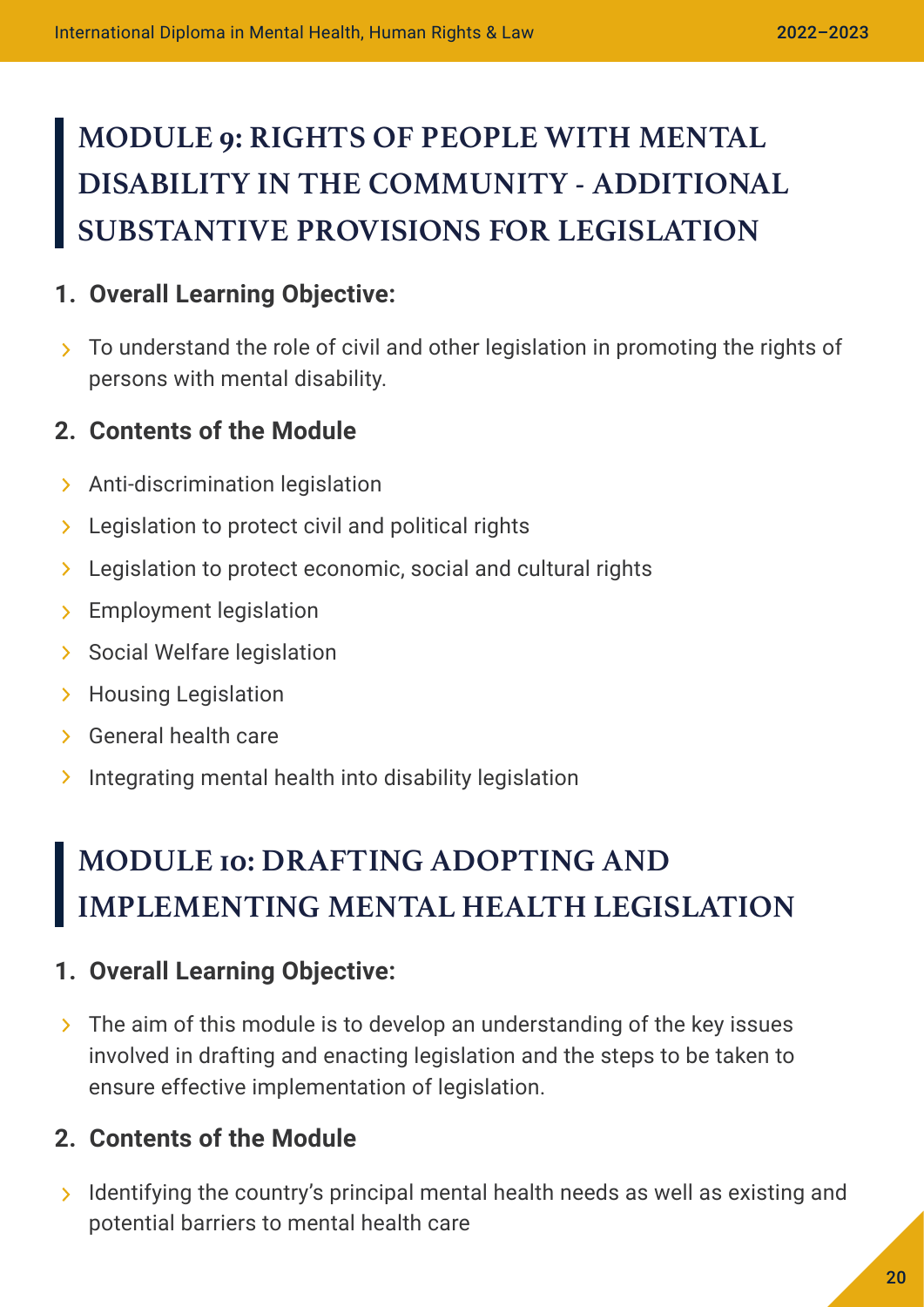## MODULE 9: RIGHTS OF PEOPLE WITH MENTAL DISABILITY IN THE COMMUNITY - ADDITIONAL SUBSTANTIVE PROVISIONS FOR LEGISLATION

### 1. Overall Learning Objective:

- To understand the role of civil and other legislation in promoting the rights of persons with mental disability.

### 2. Contents of the Module

- Anti-discrimination legislation
- Legislation to protect civil and political rights
- Legislation to protect economic, social and cultural rights
- Employment legislation
- Social Welfare legislation
- Housing Legislation
- General health care
- Integrating mental health into disability legislation

## MODULE 10: DRAFTING ADOPTING AND IMPLEMENTING MENTAL HEALTH LEGISLATION

### 1. Overall Learning Objective:

- The aim of this module is to develop an understanding of the key issues involved in drafting and enacting legislation and the steps to be taken to ensure effective implementation of legislation.

### 2. Contents of the Module

- Identifying the country's principal mental health needs as well as existing and potential barriers to mental health care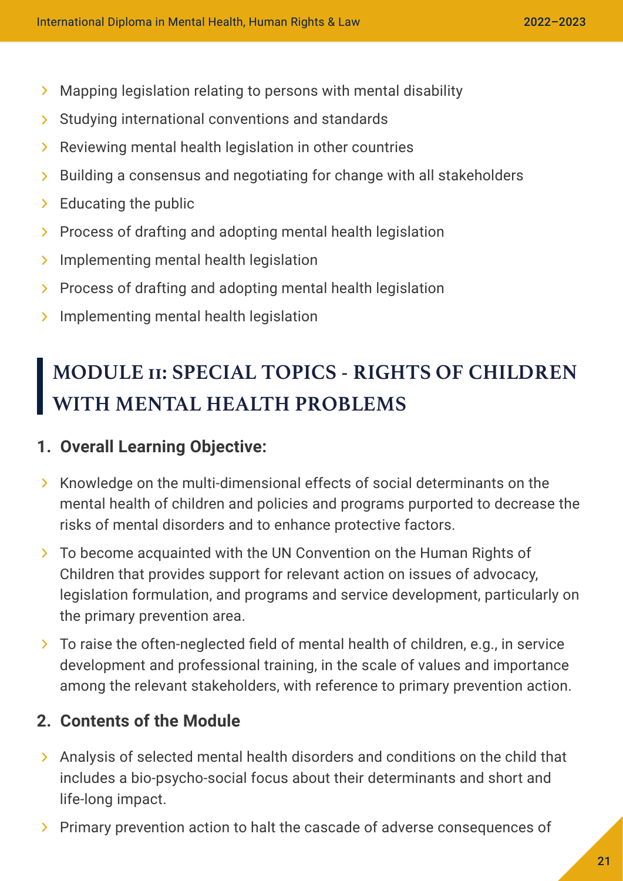- Mapping legislation relating to persons with mental disability
- Studying international conventions and standards
- Reviewing mental health legislation in other countries
- Building a consensus and negotiating for change with all stakeholders
- Educating the public
- Process of drafting and adopting mental health legislation
- Implementing mental health legislation
- Process of drafting and adopting mental health legislation
- Implementing mental health legislation

## MODULE II: SPECIAL TOPICS - RIGHTS OF CHILDREN WITH MENTAL HEALTH PROBLEMS

### 1. Overall Learning Objective:

- Knowledge on the multi-dimensional effects of social determinants on the mental health of children and policies and programs purported to decrease the risks of mental disorders and to enhance protective factors.
- To become acquainted with the UN Convention on the Human Rights of Children that provides support for relevant action on issues of advocacy, legislation formulation, and programs and service development, particularly on the primary prevention area.
- To raise the often-neglected field of mental health of children, e.g., in service development and professional training, in the scale of values and importance among the relevant stakeholders, with reference to primary prevention action.

### 2. Contents of the Module

- Analysis of selected mental health disorders and conditions on the child that includes a bio-psycho-social focus about their determinants and short and life-long impact.
- Primary prevention action to halt the cascade of adverse consequences of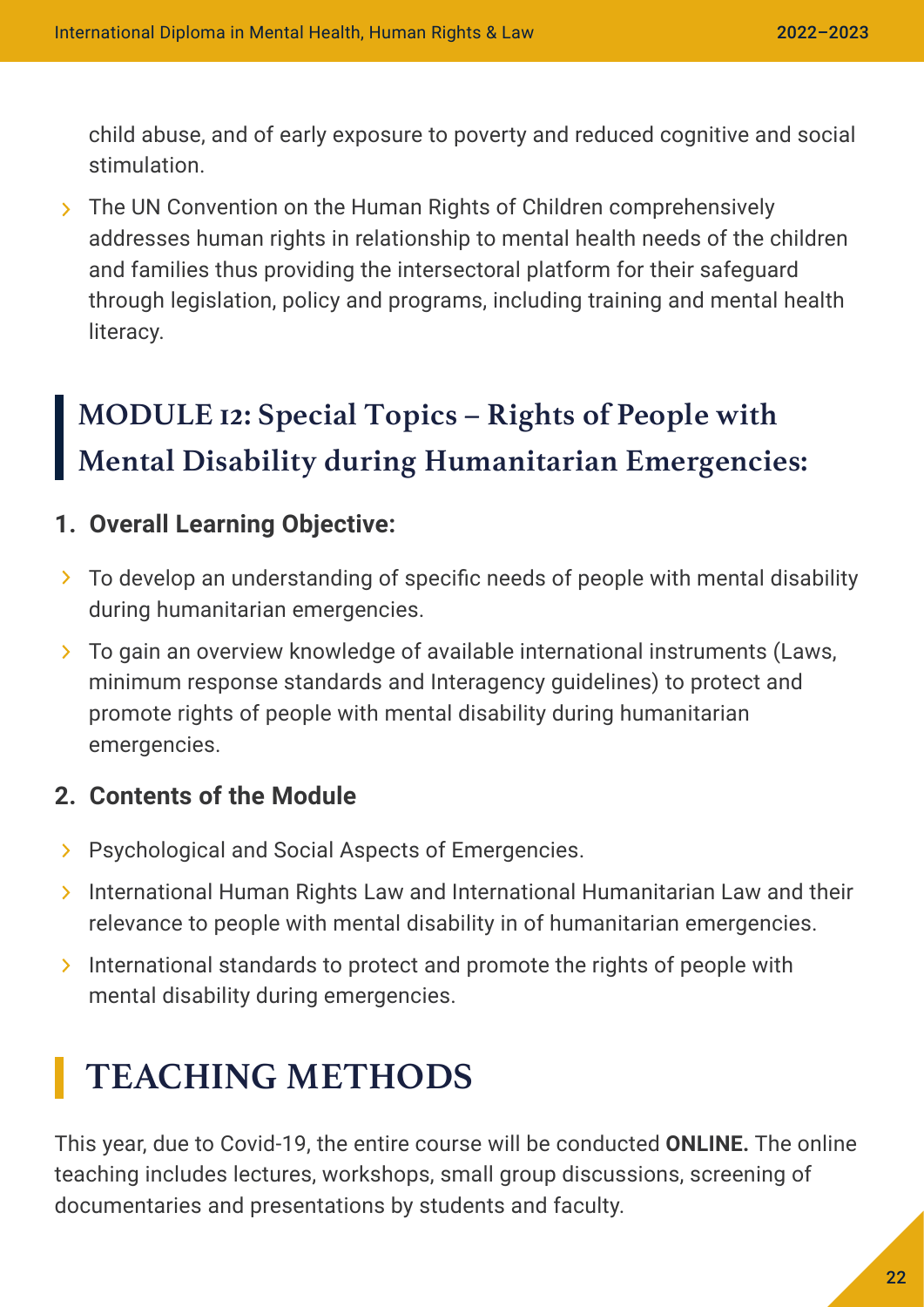child abuse, and of early exposure to poverty and reduced cognitive and social stimulation.

- The UN Convention on the Human Rights of Children comprehensively addresses human rights in relationship to mental health needs of the children and families thus providing the intersectoral platform for their safeguard through legislation, policy and programs, including training and mental health literacy.

## MODULE 12: Special Topics – Rights of People with Mental Disability during Humanitarian Emergencies:

### 1. Overall Learning Objective:

- To develop an understanding of specific needs of people with mental disability during humanitarian emergencies.
- To gain an overview knowledge of available international instruments (Laws, minimum response standards and Interagency guidelines) to protect and promote rights of people with mental disability during humanitarian emergencies.

### 2. Contents of the Module

- Psychological and Social Aspects of Emergencies.
- International Human Rights Law and International Humanitarian Law and their relevance to people with mental disability in of humanitarian emergencies.
- International standards to protect and promote the rights of people with mental disability during emergencies.

# TEACHING METHODS

This year, due to Covid-19, the entire course will be conducted **ONLINE.** The online teaching includes lectures, workshops, small group discussions, screening of documentaries and presentations by students and faculty.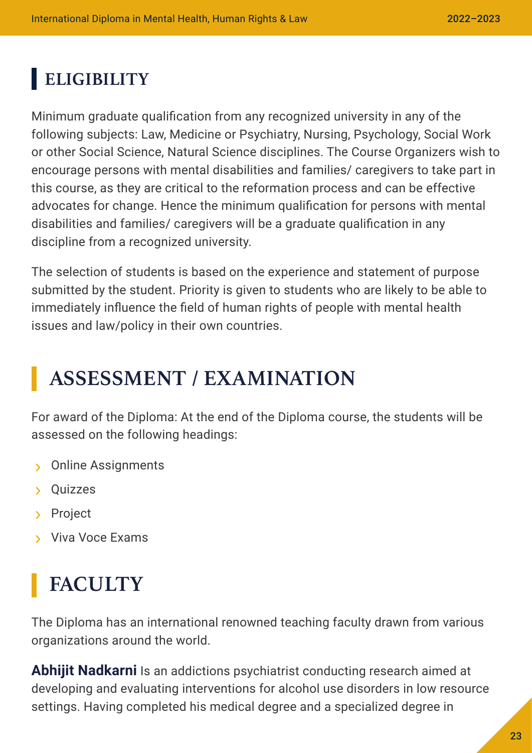## ELIGIBILITY

Minimum graduate qualification from any recognized university in any of the following subjects: Law, Medicine or Psychiatry, Nursing, Psychology, Social Work or other Social Science, Natural Science disciplines. The Course Organizers wish to encourage persons with mental disabilities and families/ caregivers to take part in this course, as they are critical to the reformation process and can be effective advocates for change. Hence the minimum qualification for persons with mental disabilities and families/ caregivers will be a graduate qualification in any discipline from a recognized university.

The selection of students is based on the experience and statement of purpose submitted by the student. Priority is given to students who are likely to be able to immediately influence the field of human rights of people with mental health issues and law/policy in their own countries.

## ASSESSMENT / EXAMINATION

For award of the Diploma: At the end of the Diploma course, the students will be assessed on the following headings:

- Online Assignments
- Quizzes
- Project
- Viva Voce Exams

## FACULTY

The Diploma has an international renowned teaching faculty drawn from various organizations around the world.

**Abhijit Nadkarni** Is an addictions psychiatrist conducting research aimed at developing and evaluating interventions for alcohol use disorders in low resource settings. Having completed his medical degree and a specialized degree in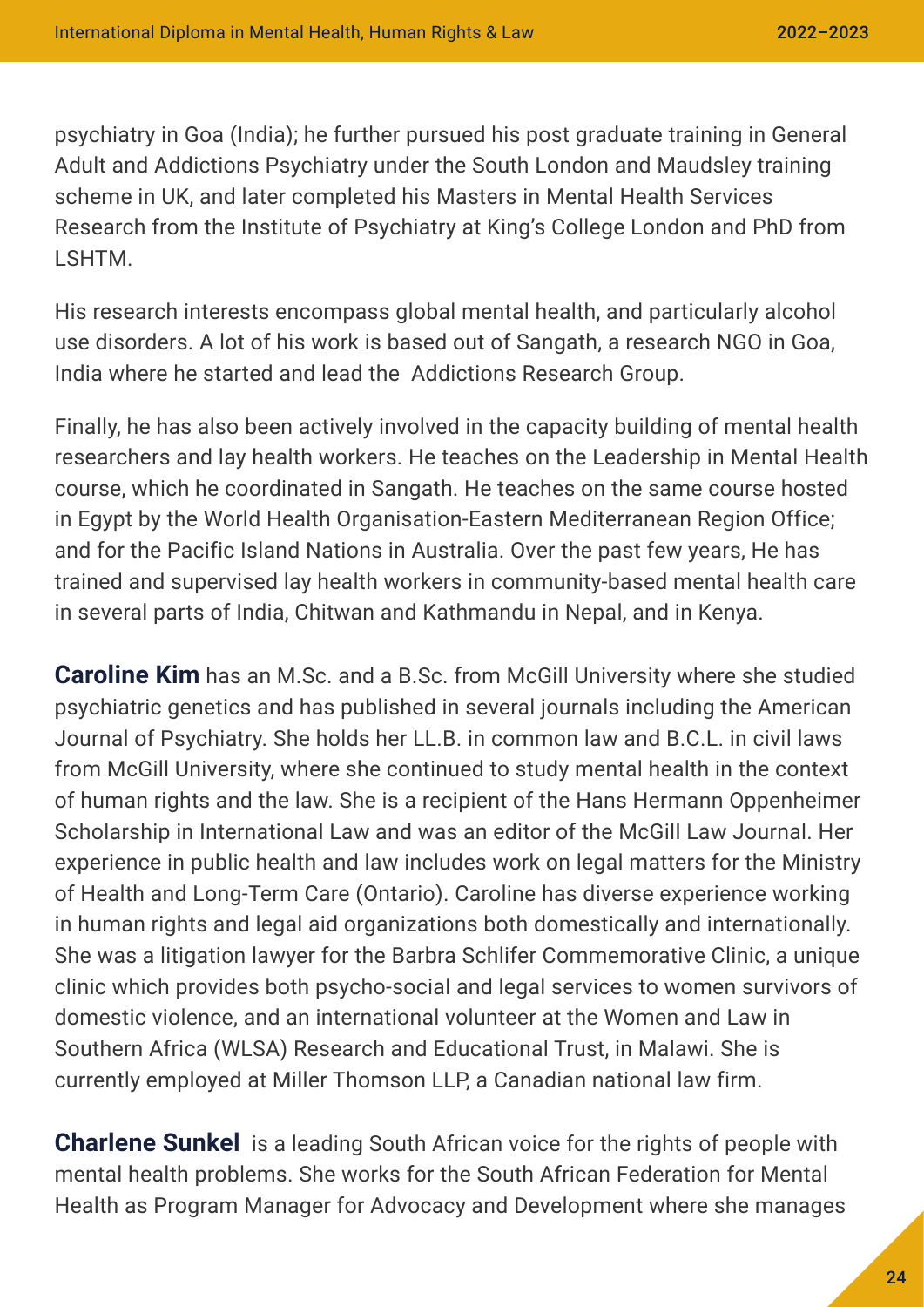psychiatry in Goa (India); he further pursued his post graduate training in General Adult and Addictions Psychiatry under the South London and Maudsley training scheme in UK, and later completed his Masters in Mental Health Services Research from the Institute of Psychiatry at King's College London and PhD from LSHTM.

His research interests encompass global mental health, and particularly alcohol use disorders. A lot of his work is based out of Sangath, a research NGO in Goa, India where he started and lead the Addictions Research Group.

Finally, he has also been actively involved in the capacity building of mental health researchers and lay health workers. He teaches on the Leadership in Mental Health course, which he coordinated in Sangath. He teaches on the same course hosted in Egypt by the World Health Organisation-Eastern Mediterranean Region Office; and for the Pacific Island Nations in Australia. Over the past few years, He has trained and supervised lay health workers in community-based mental health care in several parts of India, Chitwan and Kathmandu in Nepal, and in Kenya.

**Caroline Kim** has an M.Sc. and a B.Sc. from McGill University where she studied psychiatric genetics and has published in several journals including the American Journal of Psychiatry. She holds her LL.B. in common law and B.C.L. in civil laws from McGill University, where she continued to study mental health in the context of human rights and the law. She is a recipient of the Hans Hermann Oppenheimer Scholarship in International Law and was an editor of the McGill Law Journal. Her experience in public health and law includes work on legal matters for the Ministry of Health and Long-Term Care (Ontario). Caroline has diverse experience working in human rights and legal aid organizations both domestically and internationally. She was a litigation lawyer for the Barbra Schlifer Commemorative Clinic, a unique clinic which provides both psycho-social and legal services to women survivors of domestic violence, and an international volunteer at the Women and Law in Southern Africa (WLSA) Research and Educational Trust, in Malawi. She is currently employed at Miller Thomson LLP, a Canadian national law firm.

**Charlene Sunkel** is a leading South African voice for the rights of people with mental health problems. She works for the South African Federation for Mental Health as Program Manager for Advocacy and Development where she manages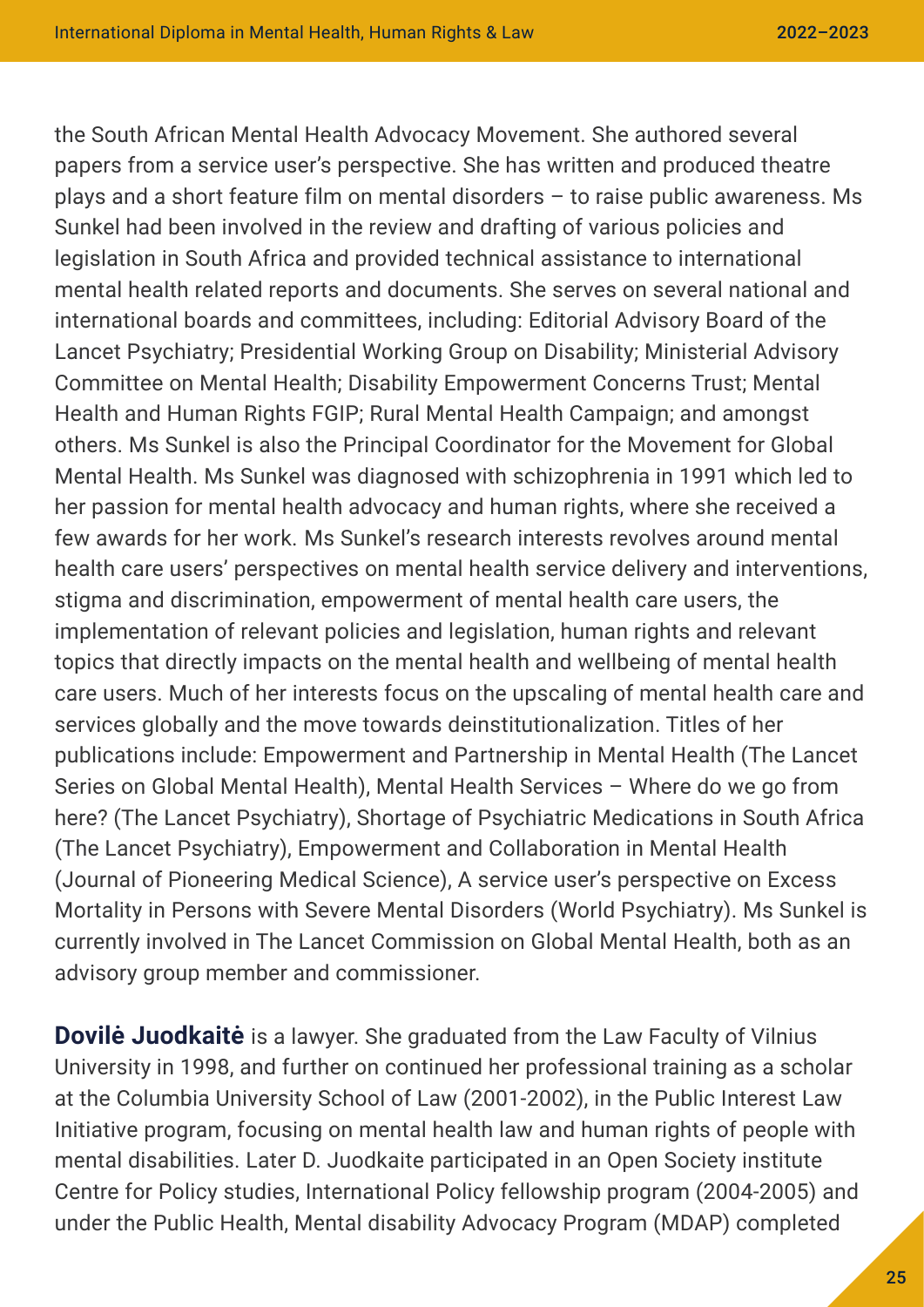the South African Mental Health Advocacy Movement. She authored several papers from a service user's perspective. She has written and produced theatre plays and a short feature film on mental disorders – to raise public awareness. Ms Sunkel had been involved in the review and drafting of various policies and legislation in South Africa and provided technical assistance to international mental health related reports and documents. She serves on several national and international boards and committees, including: Editorial Advisory Board of the Lancet Psychiatry; Presidential Working Group on Disability; Ministerial Advisory Committee on Mental Health; Disability Empowerment Concerns Trust; Mental Health and Human Rights FGIP; Rural Mental Health Campaign; and amongst others. Ms Sunkel is also the Principal Coordinator for the Movement for Global Mental Health. Ms Sunkel was diagnosed with schizophrenia in 1991 which led to her passion for mental health advocacy and human rights, where she received a few awards for her work. Ms Sunkel's research interests revolves around mental health care users' perspectives on mental health service delivery and interventions, stigma and discrimination, empowerment of mental health care users, the implementation of relevant policies and legislation, human rights and relevant topics that directly impacts on the mental health and wellbeing of mental health care users. Much of her interests focus on the upscaling of mental health care and services globally and the move towards deinstitutionalization. Titles of her publications include: Empowerment and Partnership in Mental Health (The Lancet Series on Global Mental Health), Mental Health Services – Where do we go from here? (The Lancet Psychiatry), Shortage of Psychiatric Medications in South Africa (The Lancet Psychiatry), Empowerment and Collaboration in Mental Health (Journal of Pioneering Medical Science), A service user's perspective on Excess Mortality in Persons with Severe Mental Disorders (World Psychiatry). Ms Sunkel is currently involved in The Lancet Commission on Global Mental Health, both as an advisory group member and commissioner.

**Dovilė Juodkaitė** is a lawyer. She graduated from the Law Faculty of Vilnius University in 1998, and further on continued her professional training as a scholar at the Columbia University School of Law (2001-2002), in the Public Interest Law Initiative program, focusing on mental health law and human rights of people with mental disabilities. Later D. Juodkaite participated in an Open Society institute Centre for Policy studies, International Policy fellowship program (2004-2005) and under the Public Health, Mental disability Advocacy Program (MDAP) completed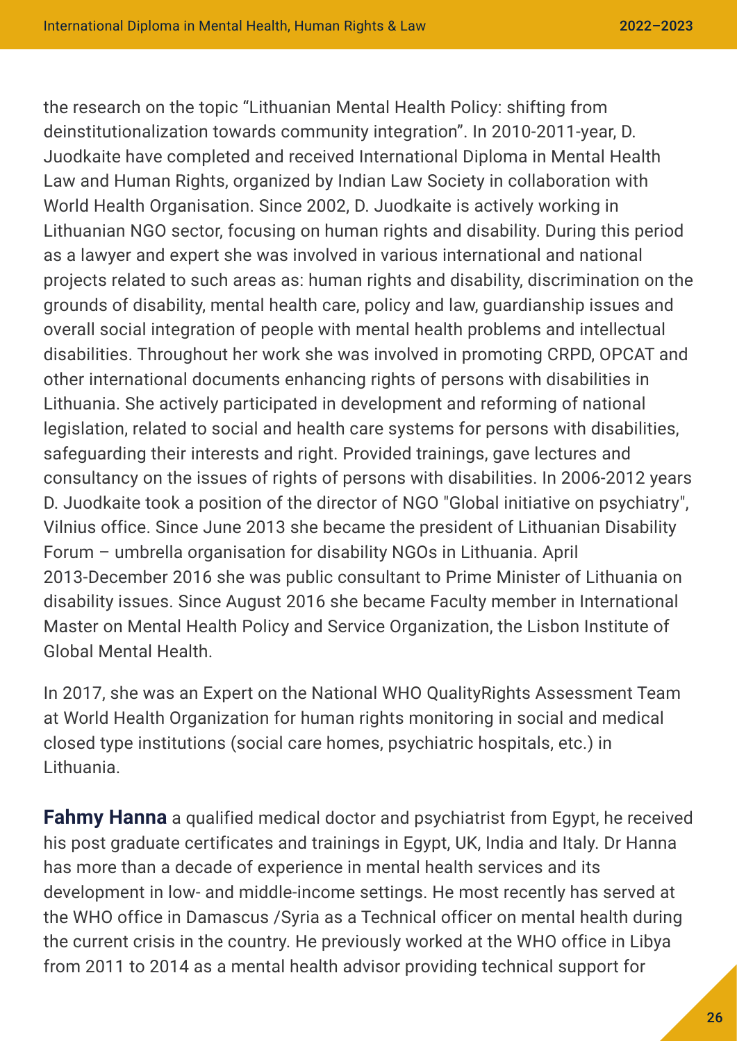the research on the topic "Lithuanian Mental Health Policy: shifting from deinstitutionalization towards community integration". In 2010-2011-year, D. Juodkaite have completed and received International Diploma in Mental Health Law and Human Rights, organized by Indian Law Society in collaboration with World Health Organisation. Since 2002, D. Juodkaite is actively working in Lithuanian NGO sector, focusing on human rights and disability. During this period as a lawyer and expert she was involved in various international and national projects related to such areas as: human rights and disability, discrimination on the grounds of disability, mental health care, policy and law, guardianship issues and overall social integration of people with mental health problems and intellectual disabilities. Throughout her work she was involved in promoting CRPD, OPCAT and other international documents enhancing rights of persons with disabilities in Lithuania. She actively participated in development and reforming of national legislation, related to social and health care systems for persons with disabilities, safeguarding their interests and right. Provided trainings, gave lectures and consultancy on the issues of rights of persons with disabilities. In 2006-2012 years D. Juodkaite took a position of the director of NGO "Global initiative on psychiatry", Vilnius office. Since June 2013 she became the president of Lithuanian Disability Forum – umbrella organisation for disability NGOs in Lithuania. April 2013-December 2016 she was public consultant to Prime Minister of Lithuania on disability issues. Since August 2016 she became Faculty member in International Master on Mental Health Policy and Service Organization, the Lisbon Institute of Global Mental Health.

In 2017, she was an Expert on the National WHO QualityRights Assessment Team at World Health Organization for human rights monitoring in social and medical closed type institutions (social care homes, psychiatric hospitals, etc.) in Lithuania.

**Fahmy Hanna** a qualified medical doctor and psychiatrist from Egypt, he received his post graduate certificates and trainings in Egypt, UK, India and Italy. Dr Hanna has more than a decade of experience in mental health services and its development in low- and middle-income settings. He most recently has served at the WHO office in Damascus /Syria as a Technical officer on mental health during the current crisis in the country. He previously worked at the WHO office in Libya from 2011 to 2014 as a mental health advisor providing technical support for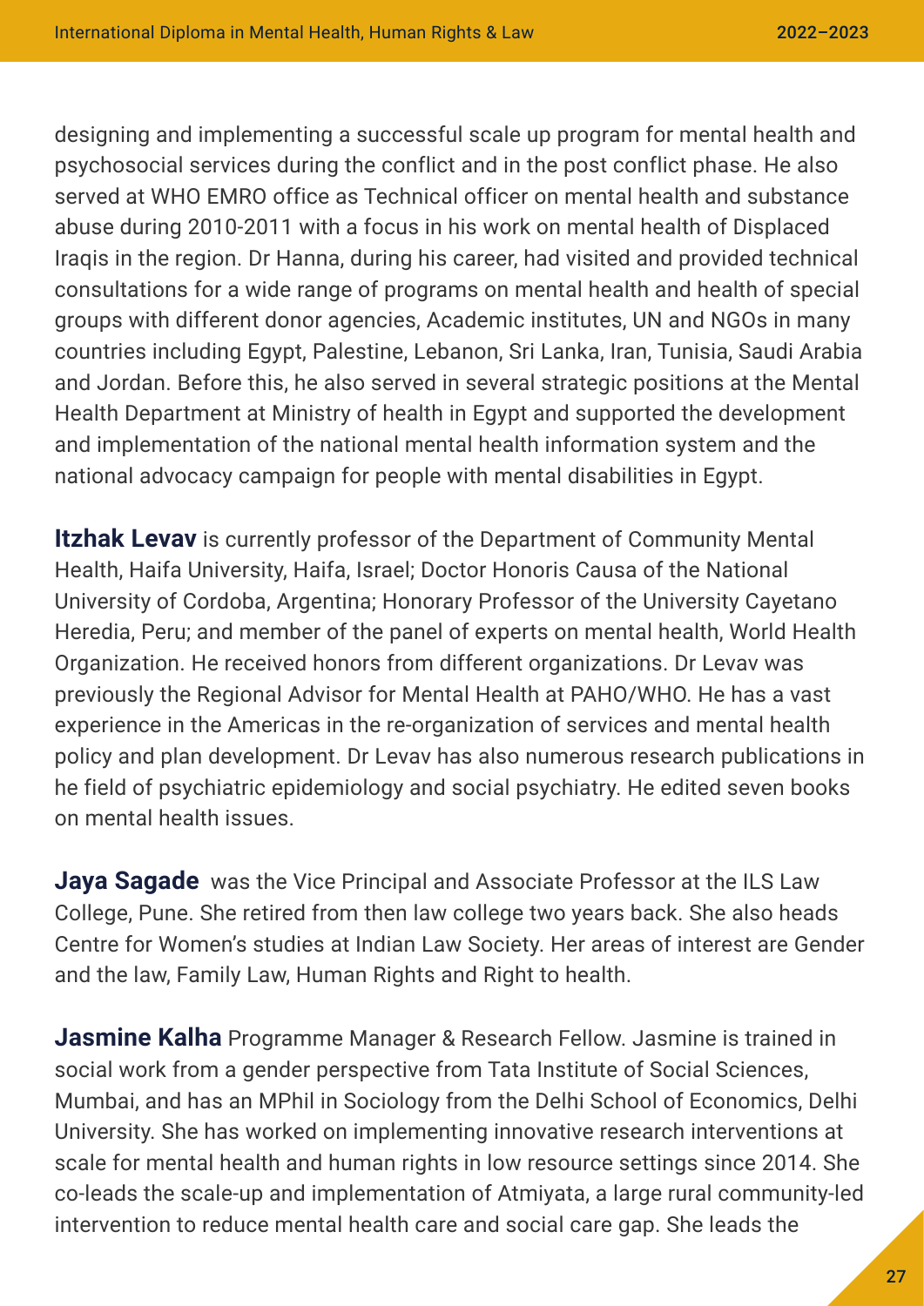designing and implementing a successful scale up program for mental health and psychosocial services during the conflict and in the post conflict phase. He also served at WHO EMRO office as Technical officer on mental health and substance abuse during 2010-2011 with a focus in his work on mental health of Displaced Iraqis in the region. Dr Hanna, during his career, had visited and provided technical consultations for a wide range of programs on mental health and health of special groups with different donor agencies, Academic institutes, UN and NGOs in many countries including Egypt, Palestine, Lebanon, Sri Lanka, Iran, Tunisia, Saudi Arabia and Jordan. Before this, he also served in several strategic positions at the Mental Health Department at Ministry of health in Egypt and supported the development and implementation of the national mental health information system and the national advocacy campaign for people with mental disabilities in Egypt.

**Itzhak Levav** is currently professor of the Department of Community Mental Health, Haifa University, Haifa, Israel; Doctor Honoris Causa of the National University of Cordoba, Argentina; Honorary Professor of the University Cayetano Heredia, Peru; and member of the panel of experts on mental health, World Health Organization. He received honors from different organizations. Dr Levav was previously the Regional Advisor for Mental Health at PAHO/WHO. He has a vast experience in the Americas in the re-organization of services and mental health policy and plan development. Dr Levav has also numerous research publications in he field of psychiatric epidemiology and social psychiatry. He edited seven books on mental health issues.

**Jaya Sagade** was the Vice Principal and Associate Professor at the ILS Law College, Pune. She retired from then law college two years back. She also heads Centre for Women's studies at Indian Law Society. Her areas of interest are Gender and the law, Family Law, Human Rights and Right to health.

**Jasmine Kalha** Programme Manager & Research Fellow. Jasmine is trained in social work from a gender perspective from Tata Institute of Social Sciences, Mumbai, and has an MPhil in Sociology from the Delhi School of Economics, Delhi University. She has worked on implementing innovative research interventions at scale for mental health and human rights in low resource settings since 2014. She co-leads the scale-up and implementation of Atmiyata, a large rural community-led intervention to reduce mental health care and social care gap. She leads the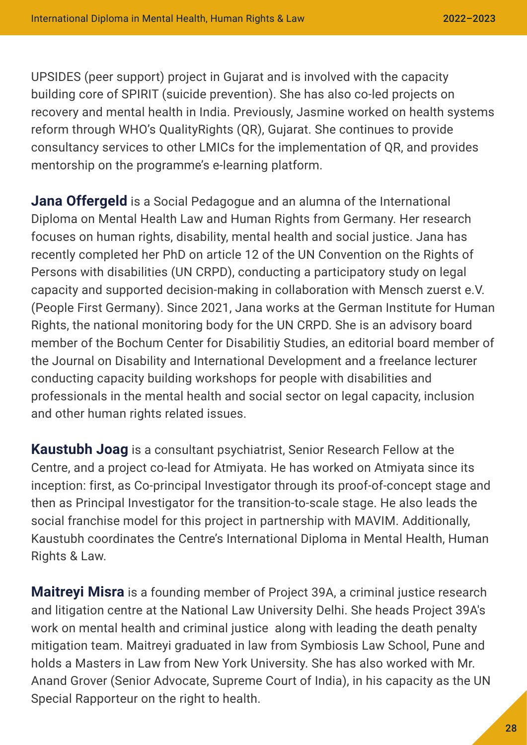UPSIDES (peer support) project in Gujarat and is involved with the capacity building core of SPIRIT (suicide prevention). She has also co-led projects on recovery and mental health in India. Previously, Jasmine worked on health systems reform through WHO's QualityRights (QR), Gujarat. She continues to provide consultancy services to other LMICs for the implementation of QR, and provides mentorship on the programme's e-learning platform.

**Jana Offergeld** is a Social Pedagogue and an alumna of the International Diploma on Mental Health Law and Human Rights from Germany. Her research focuses on human rights, disability, mental health and social justice. Jana has recently completed her PhD on article 12 of the UN Convention on the Rights of Persons with disabilities (UN CRPD), conducting a participatory study on legal capacity and supported decision-making in collaboration with Mensch zuerst e.V. (People First Germany). Since 2021, Jana works at the German Institute for Human Rights, the national monitoring body for the UN CRPD. She is an advisory board member of the Bochum Center for Disabilitiy Studies, an editorial board member of the Journal on Disability and International Development and a freelance lecturer conducting capacity building workshops for people with disabilities and professionals in the mental health and social sector on legal capacity, inclusion and other human rights related issues.

**Kaustubh Joag** is a consultant psychiatrist, Senior Research Fellow at the Centre, and a project co-lead for Atmiyata. He has worked on Atmiyata since its inception: first, as Co-principal Investigator through its proof-of-concept stage and then as Principal Investigator for the transition-to-scale stage. He also leads the social franchise model for this project in partnership with MAVIM. Additionally, Kaustubh coordinates the Centre's International Diploma in Mental Health, Human Rights & Law.

**Maitreyi Misra** is a founding member of Project 39A, a criminal justice research and litigation centre at the National Law University Delhi. She heads Project 39A's work on mental health and criminal justice along with leading the death penalty mitigation team. Maitreyi graduated in law from Symbiosis Law School, Pune and holds a Masters in Law from New York University. She has also worked with Mr. Anand Grover (Senior Advocate, Supreme Court of India), in his capacity as the UN Special Rapporteur on the right to health.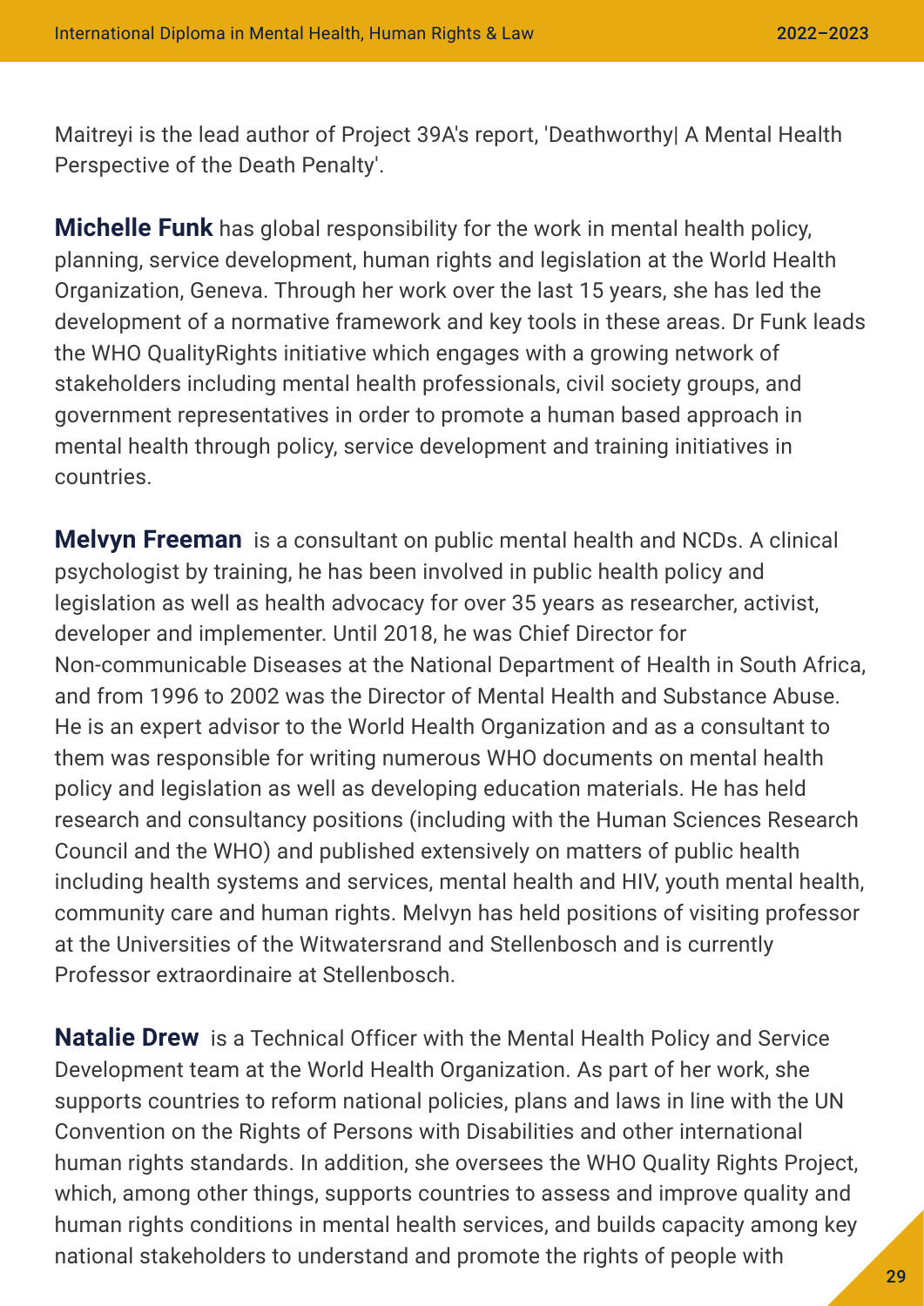Maitreyi is the lead author of Project 39A's report, 'Deathworthy| A Mental Health Perspective of the Death Penalty'.

**Michelle Funk** has global responsibility for the work in mental health policy, planning, service development, human rights and legislation at the World Health Organization, Geneva. Through her work over the last 15 years, she has led the development of a normative framework and key tools in these areas. Dr Funk leads the WHO QualityRights initiative which engages with a growing network of stakeholders including mental health professionals, civil society groups, and government representatives in order to promote a human based approach in mental health through policy, service development and training initiatives in countries.

**Melvyn Freeman** is a consultant on public mental health and NCDs. A clinical psychologist by training, he has been involved in public health policy and legislation as well as health advocacy for over 35 years as researcher, activist, developer and implementer. Until 2018, he was Chief Director for Non-communicable Diseases at the National Department of Health in South Africa, and from 1996 to 2002 was the Director of Mental Health and Substance Abuse. He is an expert advisor to the World Health Organization and as a consultant to them was responsible for writing numerous WHO documents on mental health policy and legislation as well as developing education materials. He has held research and consultancy positions (including with the Human Sciences Research Council and the WHO) and published extensively on matters of public health including health systems and services, mental health and HIV, youth mental health, community care and human rights. Melvyn has held positions of visiting professor at the Universities of the Witwatersrand and Stellenbosch and is currently Professor extraordinaire at Stellenbosch.

**Natalie Drew** is a Technical Officer with the Mental Health Policy and Service Development team at the World Health Organization. As part of her work, she supports countries to reform national policies, plans and laws in line with the UN Convention on the Rights of Persons with Disabilities and other international human rights standards. In addition, she oversees the WHO Quality Rights Project, which, among other things, supports countries to assess and improve quality and human rights conditions in mental health services, and builds capacity among key national stakeholders to understand and promote the rights of people with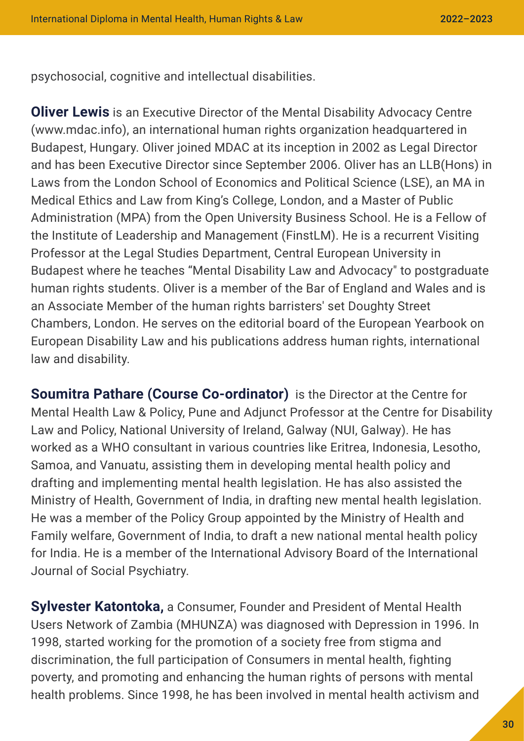psychosocial, cognitive and intellectual disabilities.

**Oliver Lewis** is an Executive Director of the Mental Disability Advocacy Centre (www.mdac.info), an international human rights organization headquartered in Budapest, Hungary. Oliver joined MDAC at its inception in 2002 as Legal Director and has been Executive Director since September 2006. Oliver has an LLB(Hons) in Laws from the London School of Economics and Political Science (LSE), an MA in Medical Ethics and Law from King's College, London, and a Master of Public Administration (MPA) from the Open University Business School. He is a Fellow of the Institute of Leadership and Management (FInstLM). He is a recurrent Visiting Professor at the Legal Studies Department, Central European University in Budapest where he teaches "Mental Disability Law and Advocacy" to postgraduate human rights students. Oliver is a member of the Bar of England and Wales and is an Associate Member of the human rights barristers' set Doughty Street Chambers, London. He serves on the editorial board of the European Yearbook on European Disability Law and his publications address human rights, international law and disability.

**Soumitra Pathare (Course Co-ordinator)** is the Director at the Centre for Mental Health Law & Policy, Pune and Adjunct Professor at the Centre for Disability Law and Policy, National University of Ireland, Galway (NUI, Galway). He has worked as a WHO consultant in various countries like Eritrea, Indonesia, Lesotho, Samoa, and Vanuatu, assisting them in developing mental health policy and drafting and implementing mental health legislation. He has also assisted the Ministry of Health, Government of India, in drafting new mental health legislation. He was a member of the Policy Group appointed by the Ministry of Health and Family welfare, Government of India, to draft a new national mental health policy for India. He is a member of the International Advisory Board of the International Journal of Social Psychiatry.

**Sylvester Katontoka,** a Consumer, Founder and President of Mental Health Users Network of Zambia (MHUNZA) was diagnosed with Depression in 1996. In 1998, started working for the promotion of a society free from stigma and discrimination, the full participation of Consumers in mental health, fighting poverty, and promoting and enhancing the human rights of persons with mental health problems. Since 1998, he has been involved in mental health activism and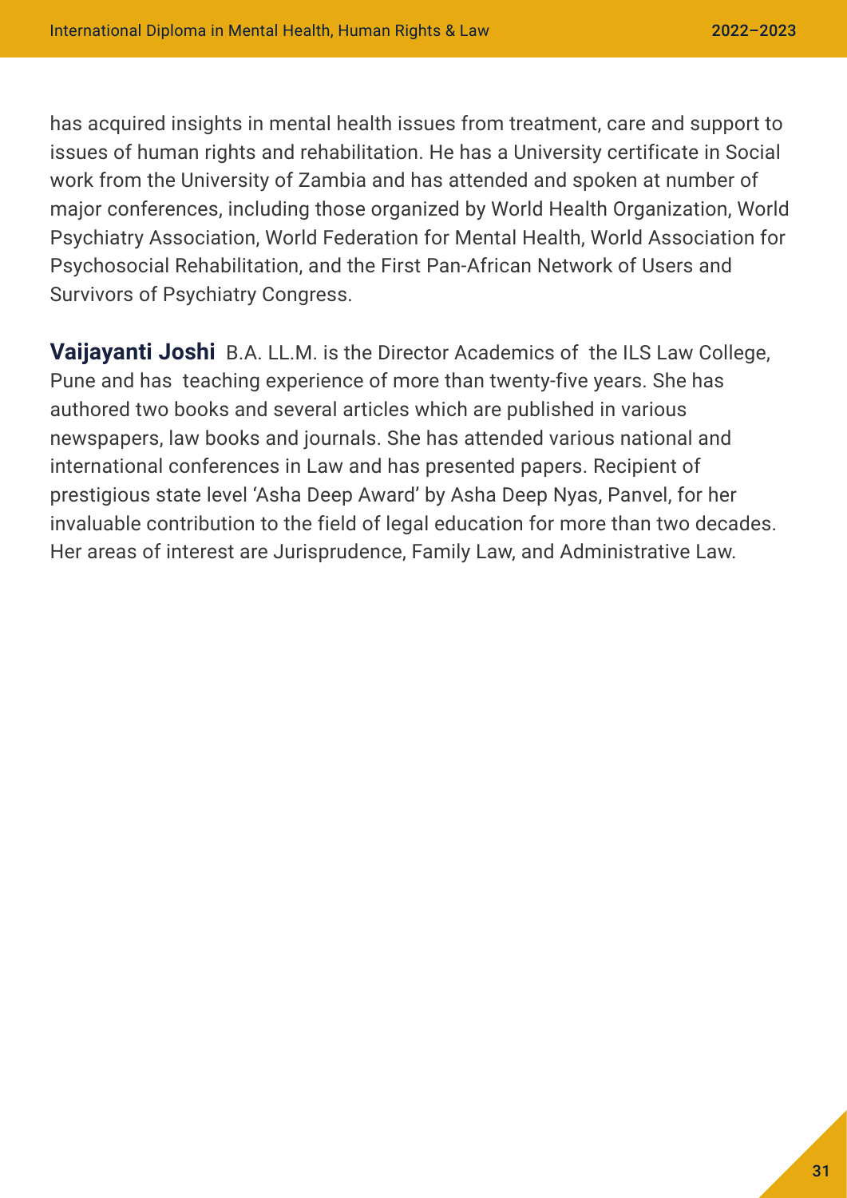has acquired insights in mental health issues from treatment, care and support to issues of human rights and rehabilitation. He has a University certificate in Social work from the University of Zambia and has attended and spoken at number of major conferences, including those organized by World Health Organization, World Psychiatry Association, World Federation for Mental Health, World Association for Psychosocial Rehabilitation, and the First Pan-African Network of Users and Survivors of Psychiatry Congress.

**Vaijayanti Joshi** B.A. LL.M. is the Director Academics of the ILS Law College, Pune and has teaching experience of more than twenty-five years. She has authored two books and several articles which are published in various newspapers, law books and journals. She has attended various national and international conferences in Law and has presented papers. Recipient of prestigious state level 'Asha Deep Award' by Asha Deep Nyas, Panvel, for her invaluable contribution to the field of legal education for more than two decades. Her areas of interest are Jurisprudence, Family Law, and Administrative Law.